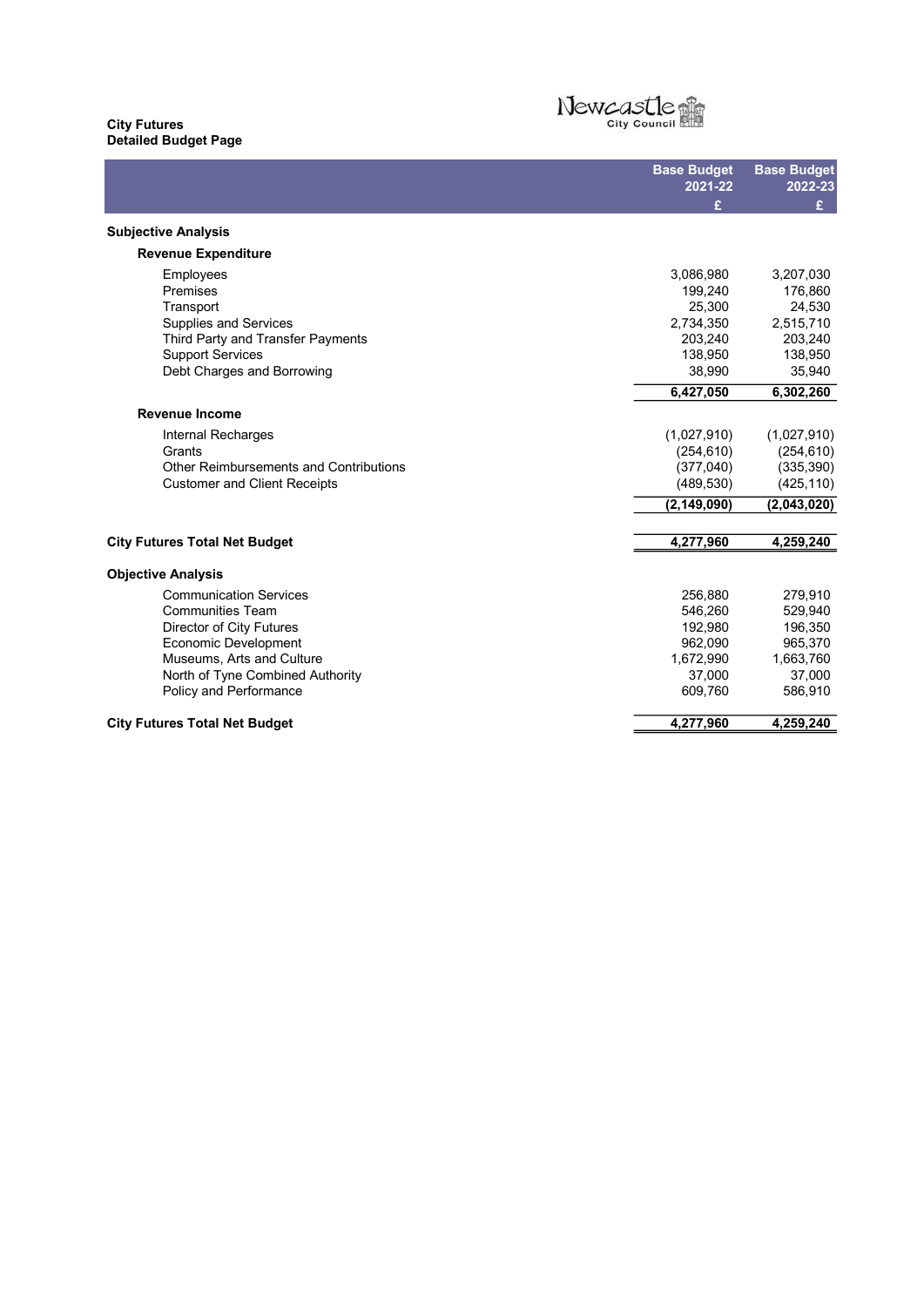**City Futures**
**Detailed Budget Page**

| | Base Budget 2021-22 £ | Base Budget 2022-23 £ |
|---|---|---|
| **Subjective Analysis** | | |
| **Revenue Expenditure** | | |
| Employees | 3,086,980 | 3,207,030 |
| Premises | 199,240 | 176,860 |
| Transport | 25,300 | 24,530 |
| Supplies and Services | 2,734,350 | 2,515,710 |
| Third Party and Transfer Payments | 203,240 | 203,240 |
| Support Services | 138,950 | 138,950 |
| Debt Charges and Borrowing | 38,990 | 35,940 |
| | **6,427,050** | **6,302,260** |
| **Revenue Income** | | |
| Internal Recharges | (1,027,910) | (1,027,910) |
| Grants | (254,610) | (254,610) |
| Other Reimbursements and Contributions | (377,040) | (335,390) |
| Customer and Client Receipts | (489,530) | (425,110) |
| | **(2,149,090)** | **(2,043,020)** |
| **City Futures Total Net Budget** | **4,277,960** | **4,259,240** |
| **Objective Analysis** | | |
| Communication Services | 256,880 | 279,910 |
| Communities Team | 546,260 | 529,940 |
| Director of City Futures | 192,980 | 196,350 |
| Economic Development | 962,090 | 965,370 |
| Museums, Arts and Culture | 1,672,990 | 1,663,760 |
| North of Tyne Combined Authority | 37,000 | 37,000 |
| Policy and Performance | 609,760 | 586,910 |
| **City Futures Total Net Budget** | **4,277,960** | **4,259,240** |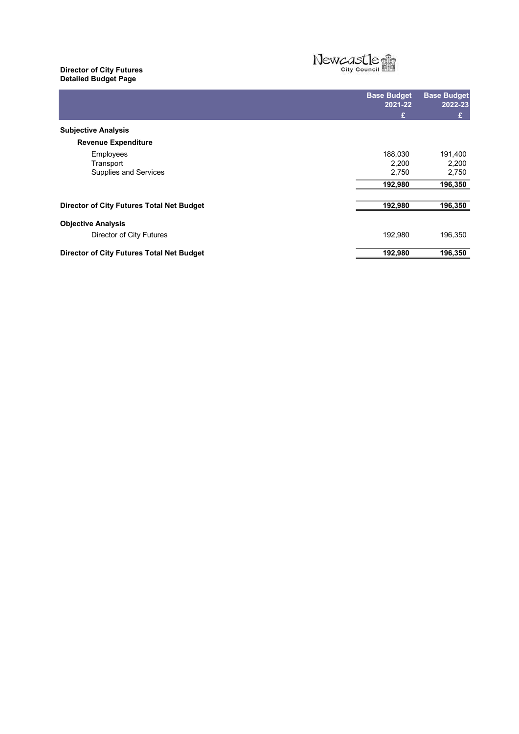**Director of City Futures**
**Detailed Budget Page**

| | Base Budget 2021-22 £ | Base Budget 2022-23 £ |
|---|---|---|
| **Subjective Analysis** | | |
| **Revenue Expenditure** | | |
| Employees | 188,030 | 191,400 |
| Transport | 2,200 | 2,200 |
| Supplies and Services | 2,750 | 2,750 |
| | **192,980** | **196,350** |
| **Director of City Futures Total Net Budget** | **192,980** | **196,350** |
| **Objective Analysis** | | |
| Director of City Futures | 192,980 | 196,350 |
| **Director of City Futures Total Net Budget** | **192,980** | **196,350** |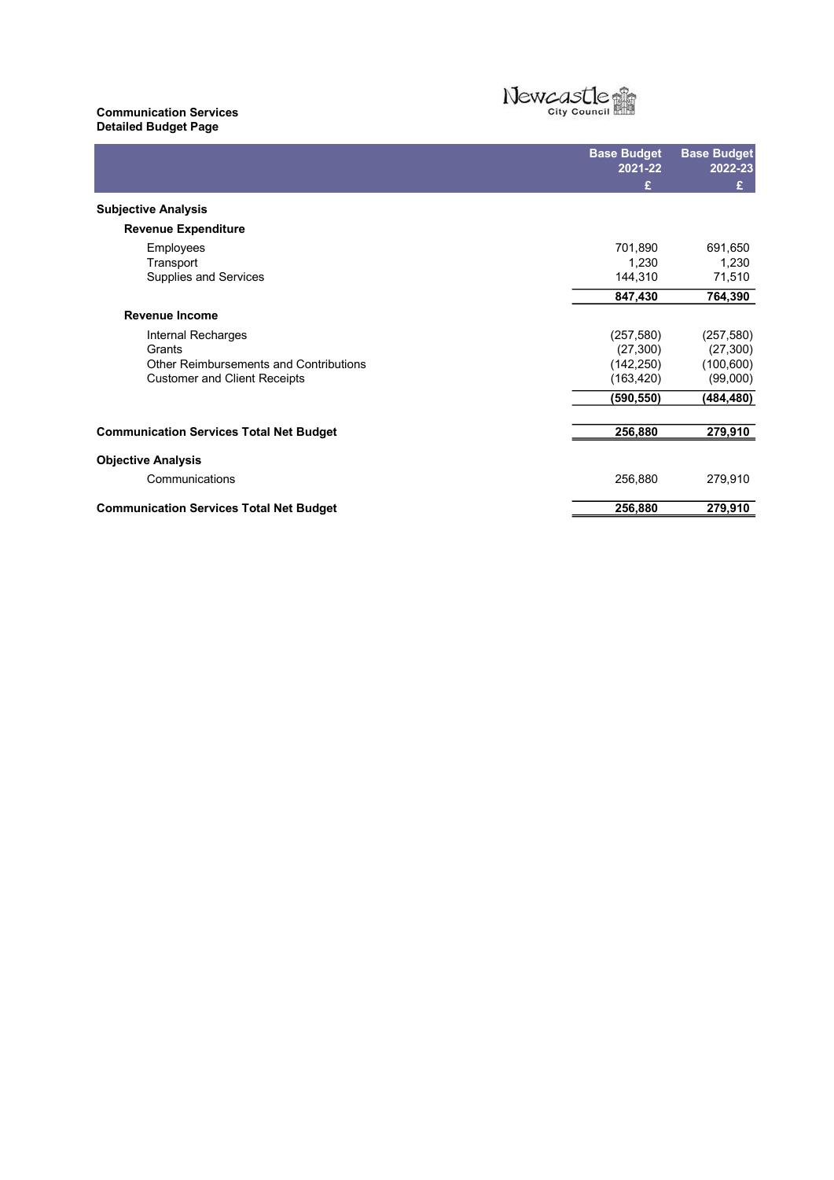**Communication Services**
**Detailed Budget Page**

| | Base Budget 2021-22 £ | Base Budget 2022-23 £ |
|---|---|---|
| **Subjective Analysis** | | |
| **Revenue Expenditure** | | |
| Employees | 701,890 | 691,650 |
| Transport | 1,230 | 1,230 |
| Supplies and Services | 144,310 | 71,510 |
| | **847,430** | **764,390** |
| **Revenue Income** | | |
| Internal Recharges | (257,580) | (257,580) |
| Grants | (27,300) | (27,300) |
| Other Reimbursements and Contributions | (142,250) | (100,600) |
| Customer and Client Receipts | (163,420) | (99,000) |
| | **(590,550)** | **(484,480)** |
| **Communication Services Total Net Budget** | **256,880** | **279,910** |
| **Objective Analysis** | | |
| Communications | 256,880 | 279,910 |
| **Communication Services Total Net Budget** | **256,880** | **279,910** |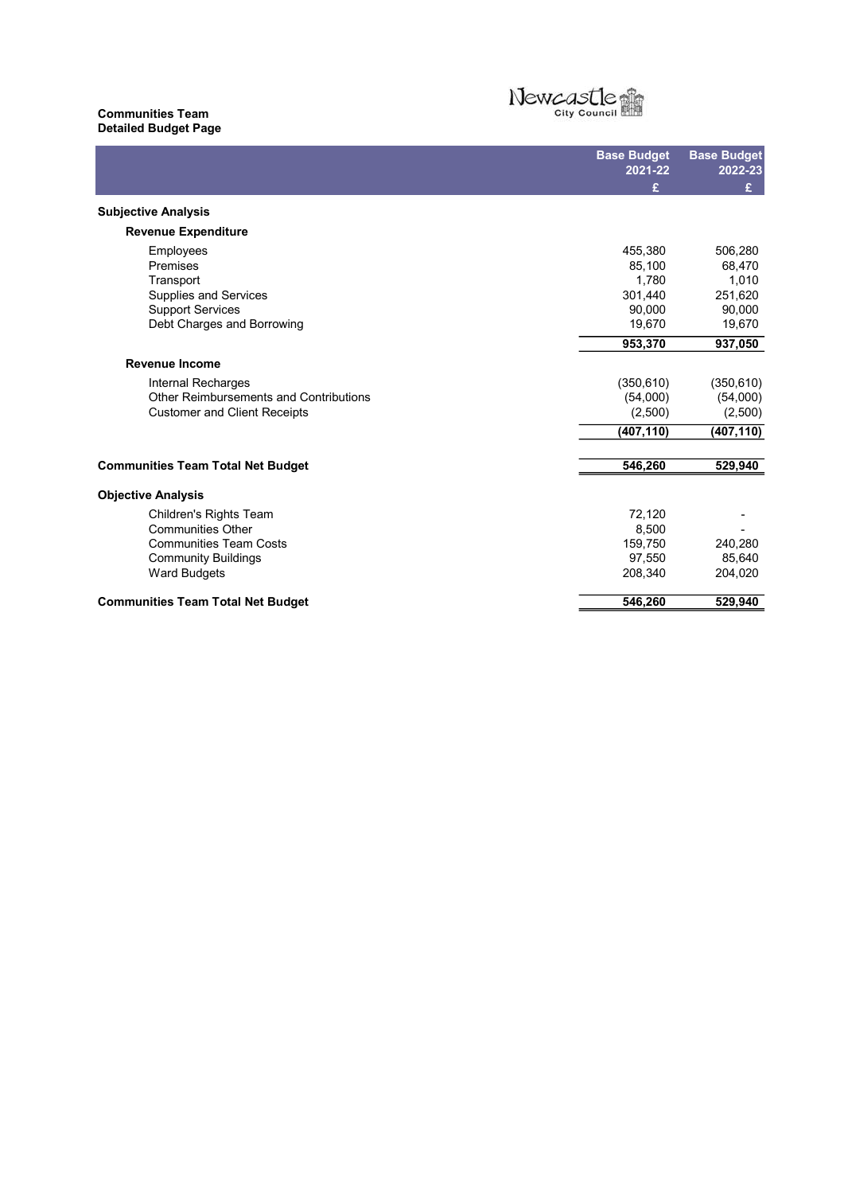**Communities Team**
**Detailed Budget Page**

| | Base Budget 2021-22 £ | Base Budget 2022-23 £ |
|---|---|---|
| **Subjective Analysis** | | |
| **Revenue Expenditure** | | |
| Employees | 455,380 | 506,280 |
| Premises | 85,100 | 68,470 |
| Transport | 1,780 | 1,010 |
| Supplies and Services | 301,440 | 251,620 |
| Support Services | 90,000 | 90,000 |
| Debt Charges and Borrowing | 19,670 | 19,670 |
| | **953,370** | **937,050** |
| **Revenue Income** | | |
| Internal Recharges | (350,610) | (350,610) |
| Other Reimbursements and Contributions | (54,000) | (54,000) |
| Customer and Client Receipts | (2,500) | (2,500) |
| | **(407,110)** | **(407,110)** |
| **Communities Team Total Net Budget** | **546,260** | **529,940** |
| **Objective Analysis** | | |
| Children's Rights Team | 72,120 | - |
| Communities Other | 8,500 | - |
| Communities Team Costs | 159,750 | 240,280 |
| Community Buildings | 97,550 | 85,640 |
| Ward Budgets | 208,340 | 204,020 |
| **Communities Team Total Net Budget** | **546,260** | **529,940** |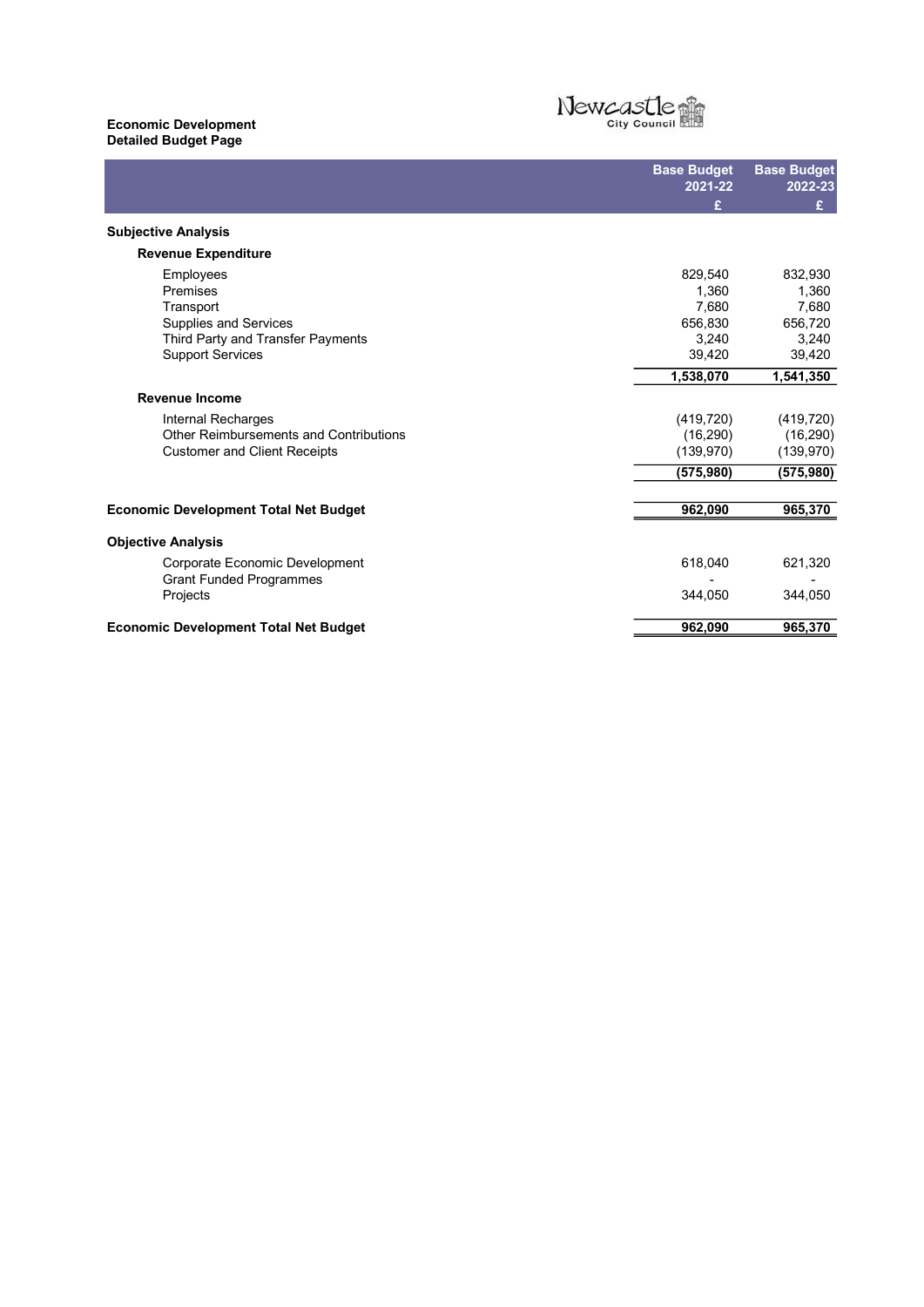**Economic Development**
**Detailed Budget Page**

Newcastle City Council

| | Base Budget 2021-22 £ | Base Budget 2022-23 £ |
|---|---|---|
| **Subjective Analysis** | | |
| **Revenue Expenditure** | | |
| Employees | 829,540 | 832,930 |
| Premises | 1,360 | 1,360 |
| Transport | 7,680 | 7,680 |
| Supplies and Services | 656,830 | 656,720 |
| Third Party and Transfer Payments | 3,240 | 3,240 |
| Support Services | 39,420 | 39,420 |
| | **1,538,070** | **1,541,350** |
| **Revenue Income** | | |
| Internal Recharges | (419,720) | (419,720) |
| Other Reimbursements and Contributions | (16,290) | (16,290) |
| Customer and Client Receipts | (139,970) | (139,970) |
| | **(575,980)** | **(575,980)** |
| **Economic Development Total Net Budget** | **962,090** | **965,370** |
| **Objective Analysis** | | |
| Corporate Economic Development | 618,040 | 621,320 |
| Grant Funded Programmes | - | - |
| Projects | 344,050 | 344,050 |
| **Economic Development Total Net Budget** | **962,090** | **965,370** |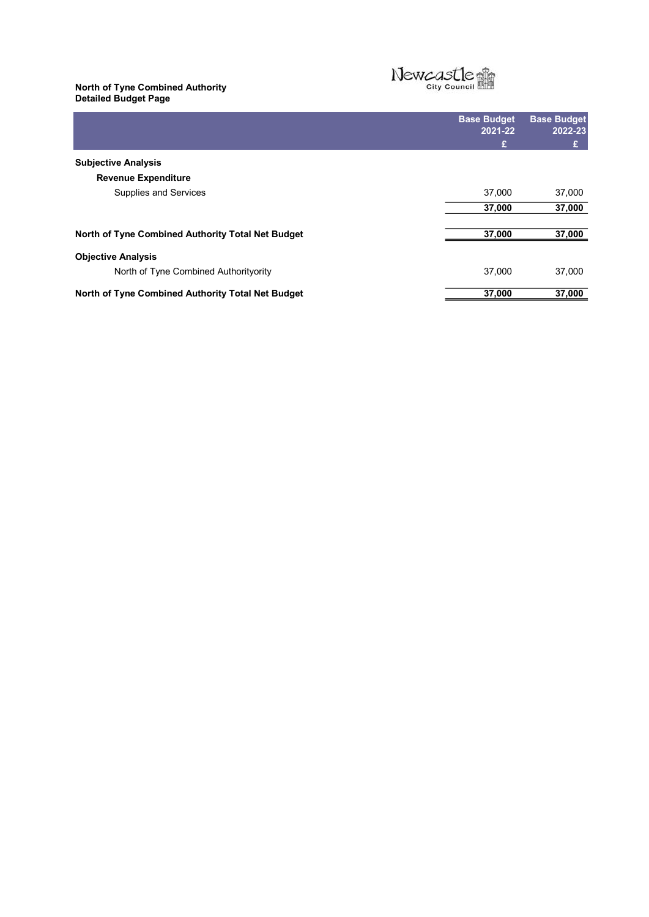**North of Tyne Combined Authority**
**Detailed Budget Page**

Newcastle City Council

| | Base Budget 2021-22 £ | Base Budget 2022-23 £ |
|---|---|---|
| **Subjective Analysis** | | |
| **Revenue Expenditure** | | |
| Supplies and Services | 37,000 | 37,000 |
| | **37,000** | **37,000** |
| **North of Tyne Combined Authority Total Net Budget** | **37,000** | **37,000** |
| **Objective Analysis** | | |
| North of Tyne Combined Authorityority | 37,000 | 37,000 |
| **North of Tyne Combined Authority Total Net Budget** | **37,000** | **37,000** |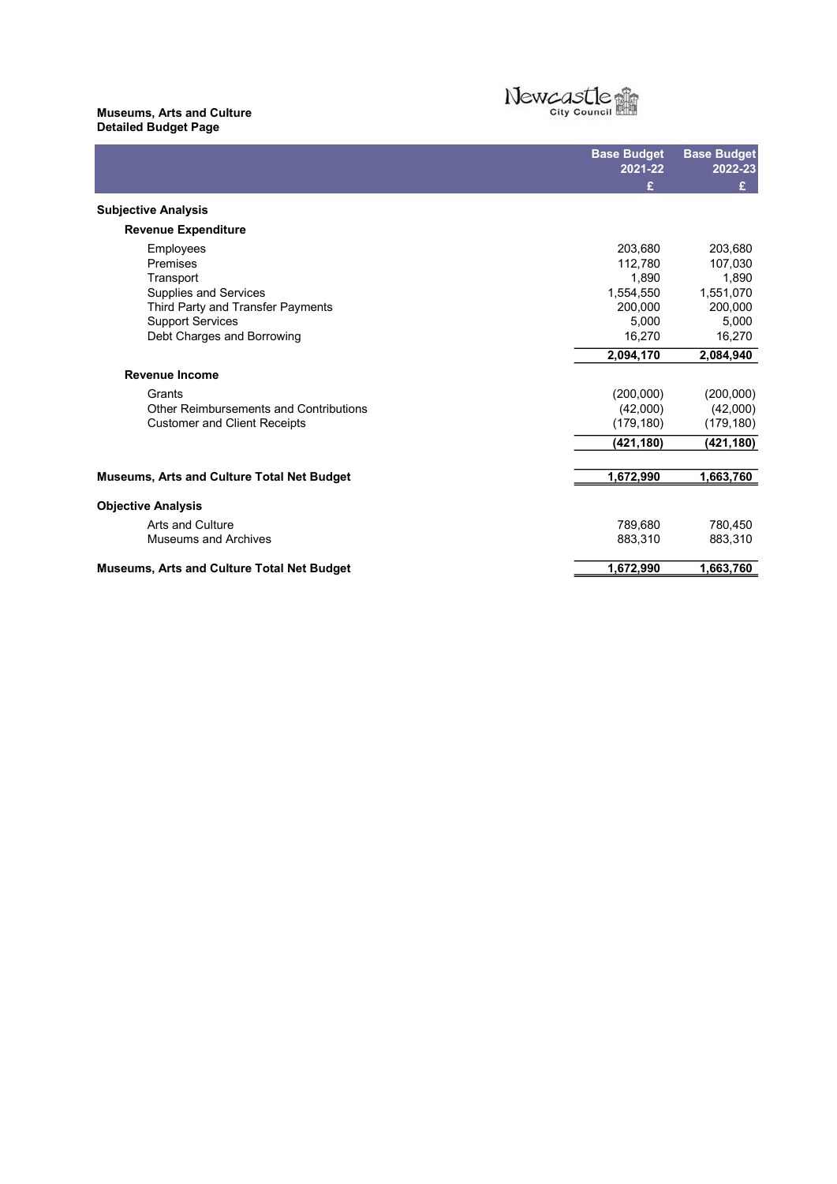**Museums, Arts and Culture**
**Detailed Budget Page**

| | Base Budget 2021-22 £ | Base Budget 2022-23 £ |
|---|---|---|
| **Subjective Analysis** | | |
| **Revenue Expenditure** | | |
| Employees | 203,680 | 203,680 |
| Premises | 112,780 | 107,030 |
| Transport | 1,890 | 1,890 |
| Supplies and Services | 1,554,550 | 1,551,070 |
| Third Party and Transfer Payments | 200,000 | 200,000 |
| Support Services | 5,000 | 5,000 |
| Debt Charges and Borrowing | 16,270 | 16,270 |
| | **2,094,170** | **2,084,940** |
| **Revenue Income** | | |
| Grants | (200,000) | (200,000) |
| Other Reimbursements and Contributions | (42,000) | (42,000) |
| Customer and Client Receipts | (179,180) | (179,180) |
| | **(421,180)** | **(421,180)** |
| **Museums, Arts and Culture Total Net Budget** | **1,672,990** | **1,663,760** |
| **Objective Analysis** | | |
| Arts and Culture | 789,680 | 780,450 |
| Museums and Archives | 883,310 | 883,310 |
| **Museums, Arts and Culture Total Net Budget** | **1,672,990** | **1,663,760** |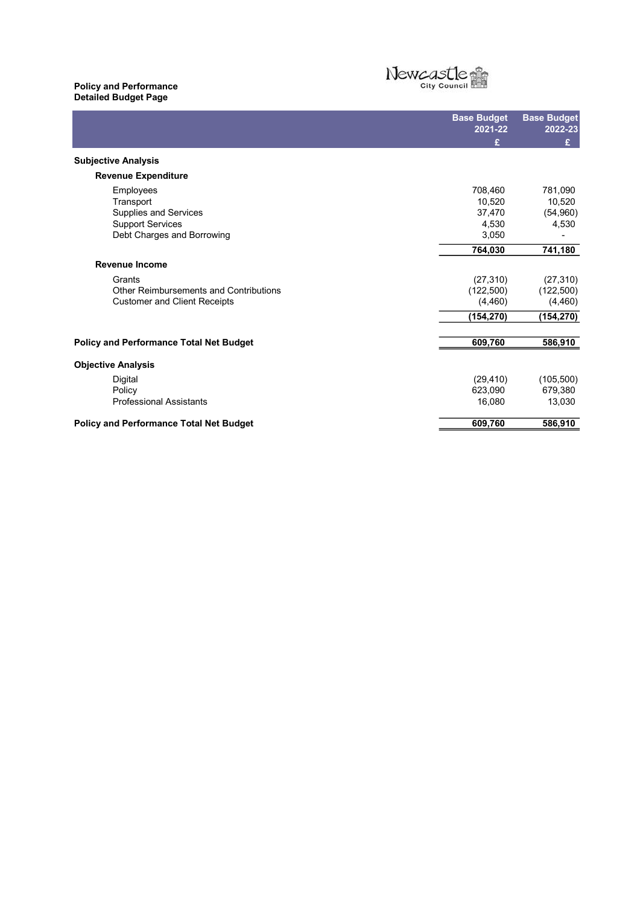**Policy and Performance**
**Detailed Budget Page**

| | Base Budget 2021-22 £ | Base Budget 2022-23 £ |
|---|---|---|
| **Subjective Analysis** | | |
| **Revenue Expenditure** | | |
| Employees | 708,460 | 781,090 |
| Transport | 10,520 | 10,520 |
| Supplies and Services | 37,470 | (54,960) |
| Support Services | 4,530 | 4,530 |
| Debt Charges and Borrowing | 3,050 | - |
| | **764,030** | **741,180** |
| **Revenue Income** | | |
| Grants | (27,310) | (27,310) |
| Other Reimbursements and Contributions | (122,500) | (122,500) |
| Customer and Client Receipts | (4,460) | (4,460) |
| | **(154,270)** | **(154,270)** |
| **Policy and Performance Total Net Budget** | **609,760** | **586,910** |
| **Objective Analysis** | | |
| Digital | (29,410) | (105,500) |
| Policy | 623,090 | 679,380 |
| Professional Assistants | 16,080 | 13,030 |
| **Policy and Performance Total Net Budget** | **609,760** | **586,910** |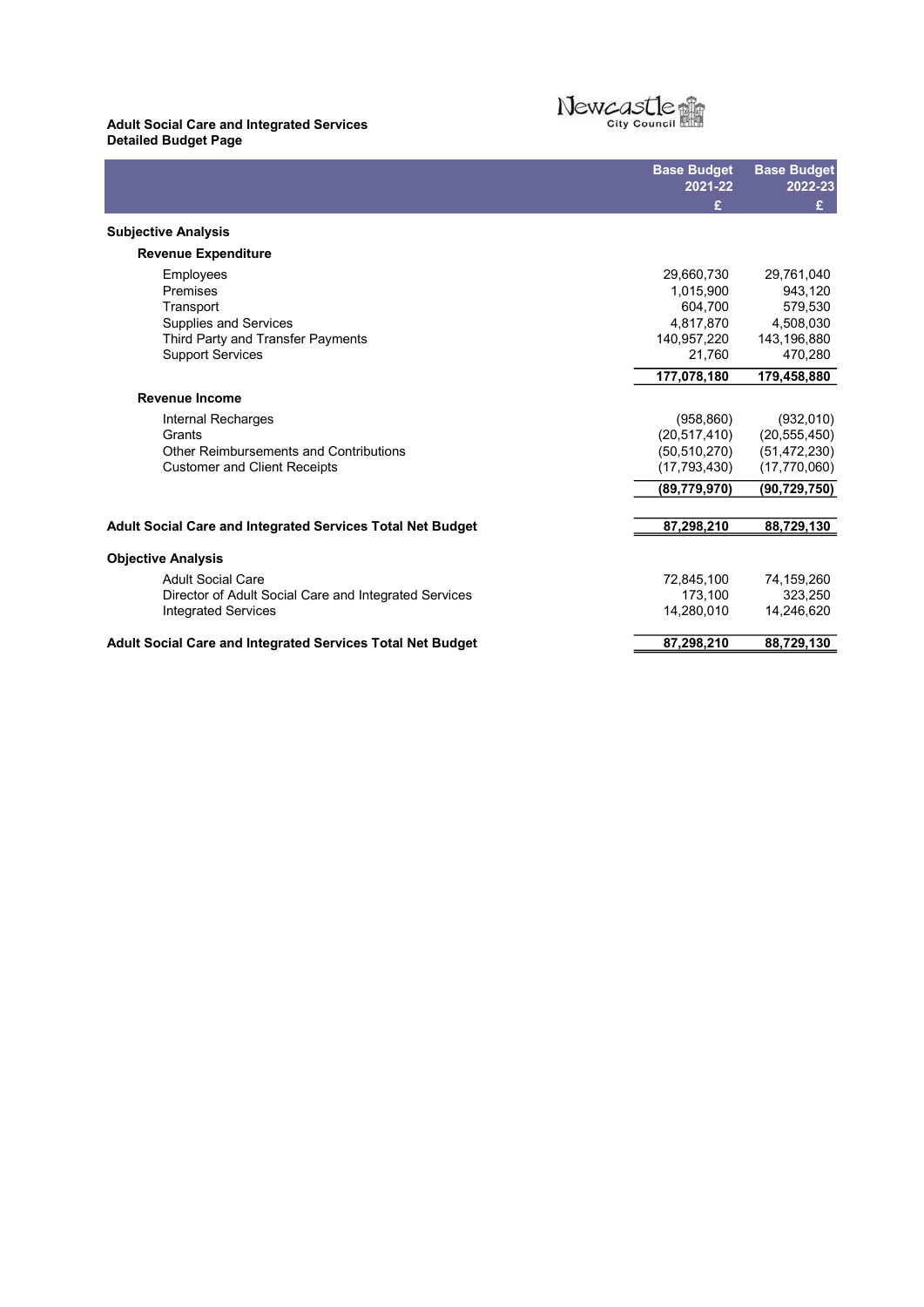**Adult Social Care and Integrated Services**
**Detailed Budget Page**

| | Base Budget 2021-22 £ | Base Budget 2022-23 £ |
|---|---|---|
| **Subjective Analysis** | | |
| **Revenue Expenditure** | | |
| Employees | 29,660,730 | 29,761,040 |
| Premises | 1,015,900 | 943,120 |
| Transport | 604,700 | 579,530 |
| Supplies and Services | 4,817,870 | 4,508,030 |
| Third Party and Transfer Payments | 140,957,220 | 143,196,880 |
| Support Services | 21,760 | 470,280 |
| | **177,078,180** | **179,458,880** |
| **Revenue Income** | | |
| Internal Recharges | (958,860) | (932,010) |
| Grants | (20,517,410) | (20,555,450) |
| Other Reimbursements and Contributions | (50,510,270) | (51,472,230) |
| Customer and Client Receipts | (17,793,430) | (17,770,060) |
| | **(89,779,970)** | **(90,729,750)** |
| **Adult Social Care and Integrated Services Total Net Budget** | **87,298,210** | **88,729,130** |
| **Objective Analysis** | | |
| Adult Social Care | 72,845,100 | 74,159,260 |
| Director of Adult Social Care and Integrated Services | 173,100 | 323,250 |
| Integrated Services | 14,280,010 | 14,246,620 |
| **Adult Social Care and Integrated Services Total Net Budget** | **87,298,210** | **88,729,130** |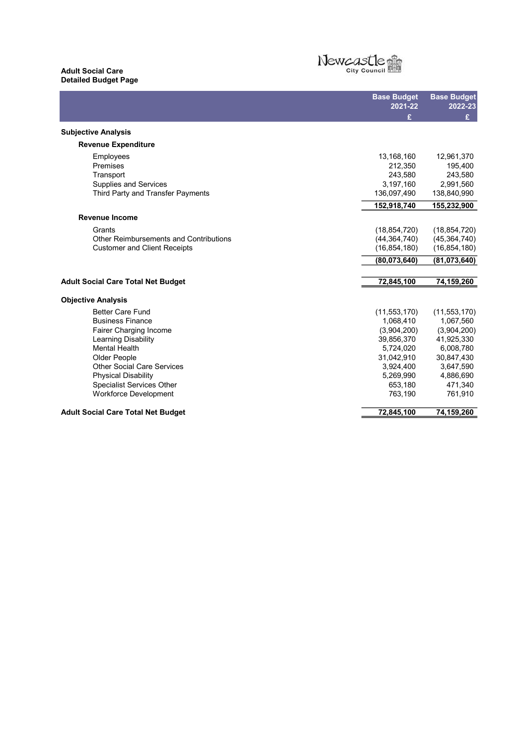**Adult Social Care**
**Detailed Budget Page**

| | Base Budget 2021-22 £ | Base Budget 2022-23 £ |
|---|---|---|
| **Subjective Analysis** | | |
| **Revenue Expenditure** | | |
| Employees | 13,168,160 | 12,961,370 |
| Premises | 212,350 | 195,400 |
| Transport | 243,580 | 243,580 |
| Supplies and Services | 3,197,160 | 2,991,560 |
| Third Party and Transfer Payments | 136,097,490 | 138,840,990 |
| | **152,918,740** | **155,232,900** |
| **Revenue Income** | | |
| Grants | (18,854,720) | (18,854,720) |
| Other Reimbursements and Contributions | (44,364,740) | (45,364,740) |
| Customer and Client Receipts | (16,854,180) | (16,854,180) |
| | **(80,073,640)** | **(81,073,640)** |
| **Adult Social Care Total Net Budget** | **72,845,100** | **74,159,260** |
| **Objective Analysis** | | |
| Better Care Fund | (11,553,170) | (11,553,170) |
| Business Finance | 1,068,410 | 1,067,560 |
| Fairer Charging Income | (3,904,200) | (3,904,200) |
| Learning Disability | 39,856,370 | 41,925,330 |
| Mental Health | 5,724,020 | 6,008,780 |
| Older People | 31,042,910 | 30,847,430 |
| Other Social Care Services | 3,924,400 | 3,647,590 |
| Physical Disability | 5,269,990 | 4,886,690 |
| Specialist Services Other | 653,180 | 471,340 |
| Workforce Development | 763,190 | 761,910 |
| **Adult Social Care Total Net Budget** | **72,845,100** | **74,159,260** |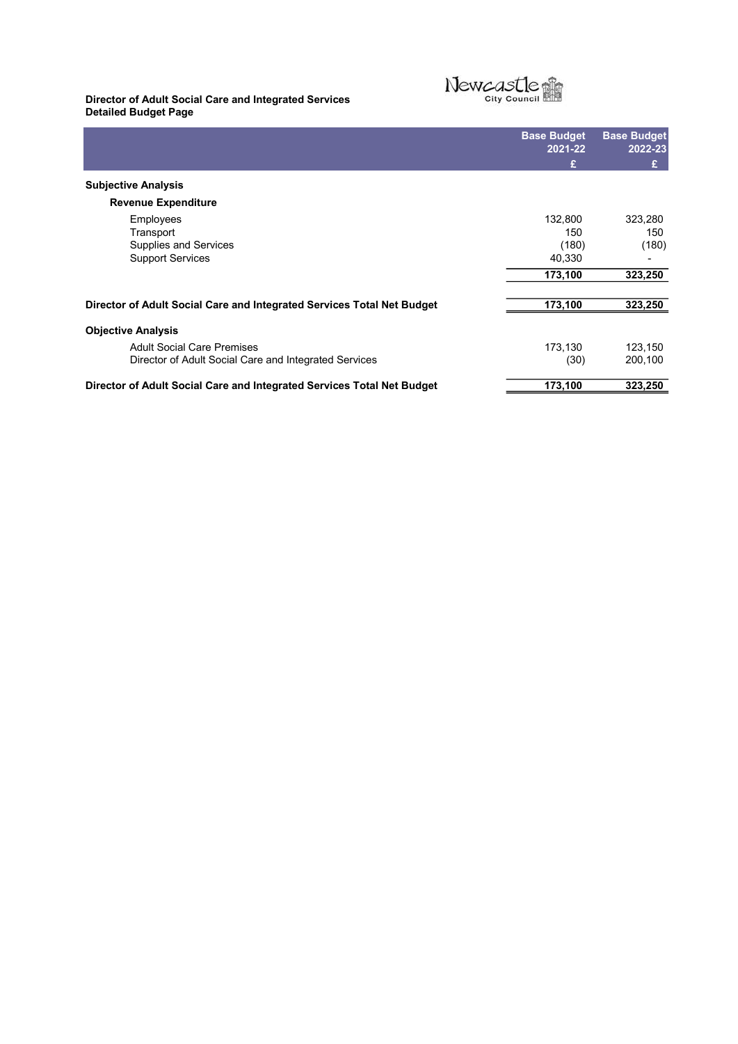**Director of Adult Social Care and Integrated Services**
**Detailed Budget Page**

| | Base Budget 2021-22 £ | Base Budget 2022-23 £ |
|---|---|---|
| **Subjective Analysis** | | |
| **Revenue Expenditure** | | |
| Employees | 132,800 | 323,280 |
| Transport | 150 | 150 |
| Supplies and Services | (180) | (180) |
| Support Services | 40,330 | - |
| | **173,100** | **323,250** |
| **Director of Adult Social Care and Integrated Services Total Net Budget** | **173,100** | **323,250** |
| **Objective Analysis** | | |
| Adult Social Care Premises | 173,130 | 123,150 |
| Director of Adult Social Care and Integrated Services | (30) | 200,100 |
| **Director of Adult Social Care and Integrated Services Total Net Budget** | **173,100** | **323,250** |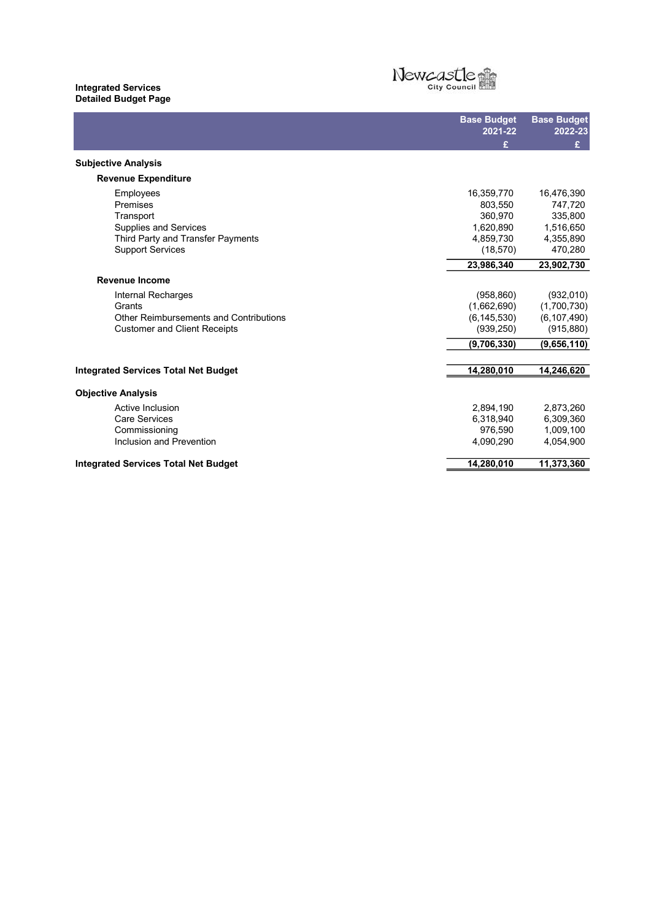**Integrated Services**
**Detailed Budget Page**

| | Base Budget 2021-22 £ | Base Budget 2022-23 £ |
|---|---|---|
| **Subjective Analysis** | | |
| **Revenue Expenditure** | | |
| Employees | 16,359,770 | 16,476,390 |
| Premises | 803,550 | 747,720 |
| Transport | 360,970 | 335,800 |
| Supplies and Services | 1,620,890 | 1,516,650 |
| Third Party and Transfer Payments | 4,859,730 | 4,355,890 |
| Support Services | (18,570) | 470,280 |
| | **23,986,340** | **23,902,730** |
| **Revenue Income** | | |
| Internal Recharges | (958,860) | (932,010) |
| Grants | (1,662,690) | (1,700,730) |
| Other Reimbursements and Contributions | (6,145,530) | (6,107,490) |
| Customer and Client Receipts | (939,250) | (915,880) |
| | **(9,706,330)** | **(9,656,110)** |
| **Integrated Services Total Net Budget** | **14,280,010** | **14,246,620** |
| **Objective Analysis** | | |
| Active Inclusion | 2,894,190 | 2,873,260 |
| Care Services | 6,318,940 | 6,309,360 |
| Commissioning | 976,590 | 1,009,100 |
| Inclusion and Prevention | 4,090,290 | 4,054,900 |
| **Integrated Services Total Net Budget** | **14,280,010** | **11,373,360** |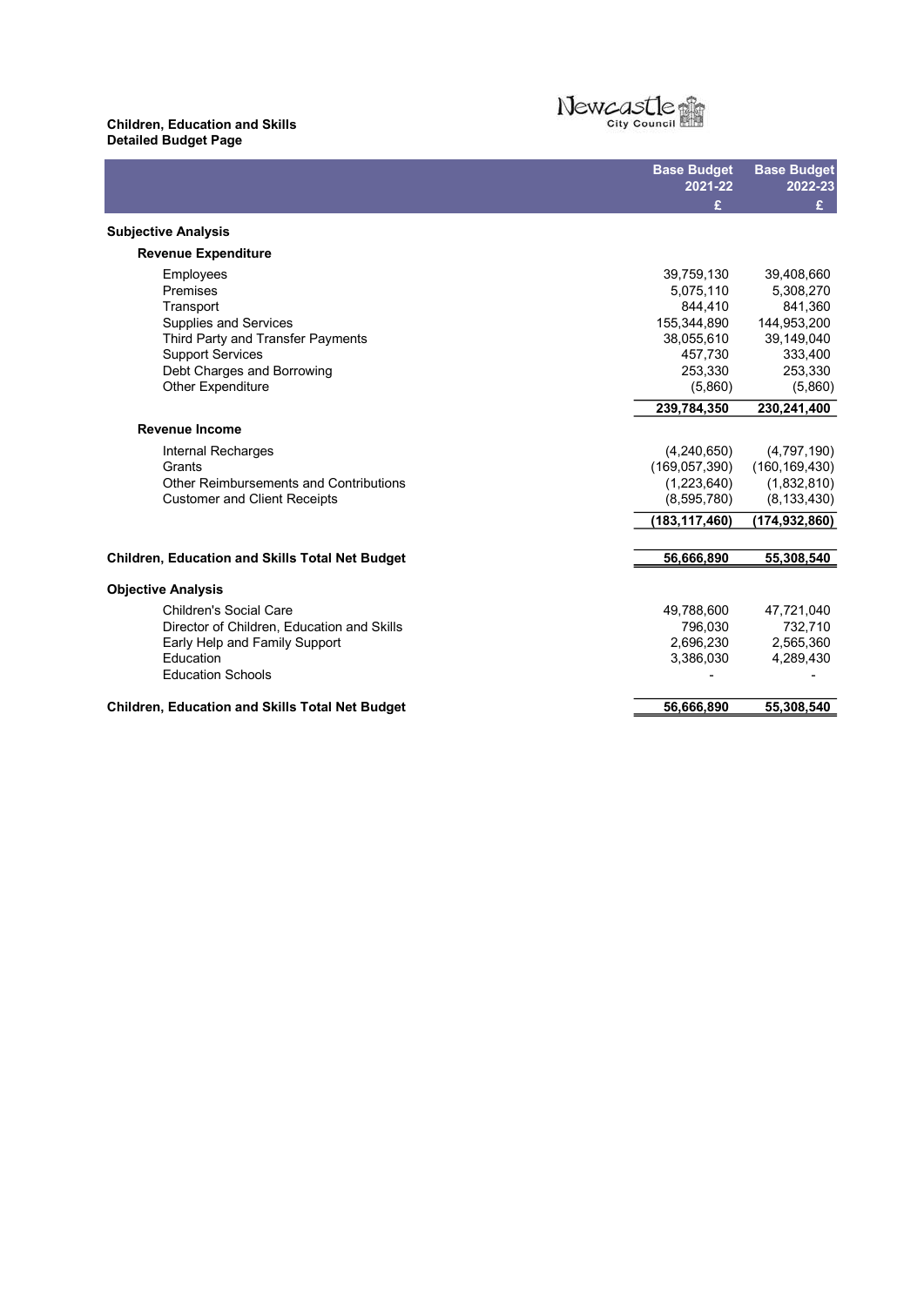**Children, Education and Skills**
**Detailed Budget Page**

| | Base Budget 2021-22 £ | Base Budget 2022-23 £ |
|---|---|---|
| **Subjective Analysis** | | |
| **Revenue Expenditure** | | |
| Employees | 39,759,130 | 39,408,660 |
| Premises | 5,075,110 | 5,308,270 |
| Transport | 844,410 | 841,360 |
| Supplies and Services | 155,344,890 | 144,953,200 |
| Third Party and Transfer Payments | 38,055,610 | 39,149,040 |
| Support Services | 457,730 | 333,400 |
| Debt Charges and Borrowing | 253,330 | 253,330 |
| Other Expenditure | (5,860) | (5,860) |
| | **239,784,350** | **230,241,400** |
| **Revenue Income** | | |
| Internal Recharges | (4,240,650) | (4,797,190) |
| Grants | (169,057,390) | (160,169,430) |
| Other Reimbursements and Contributions | (1,223,640) | (1,832,810) |
| Customer and Client Receipts | (8,595,780) | (8,133,430) |
| | **(183,117,460)** | **(174,932,860)** |
| **Children, Education and Skills Total Net Budget** | **56,666,890** | **55,308,540** |
| **Objective Analysis** | | |
| Children's Social Care | 49,788,600 | 47,721,040 |
| Director of Children, Education and Skills | 796,030 | 732,710 |
| Early Help and Family Support | 2,696,230 | 2,565,360 |
| Education | 3,386,030 | 4,289,430 |
| Education Schools | - | - |
| **Children, Education and Skills Total Net Budget** | **56,666,890** | **55,308,540** |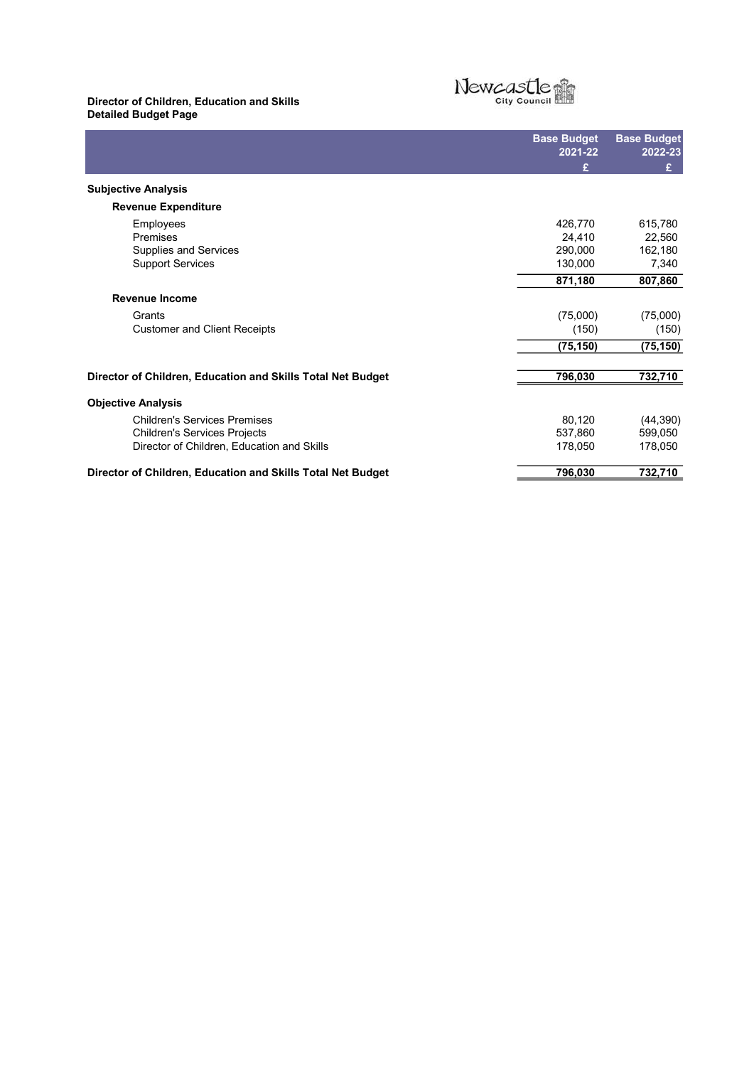**Director of Children, Education and Skills**
**Detailed Budget Page**

| | Base Budget 2021-22 £ | Base Budget 2022-23 £ |
|---|---|---|
| **Subjective Analysis** | | |
| **Revenue Expenditure** | | |
| Employees | 426,770 | 615,780 |
| Premises | 24,410 | 22,560 |
| Supplies and Services | 290,000 | 162,180 |
| Support Services | 130,000 | 7,340 |
| | **871,180** | **807,860** |
| **Revenue Income** | | |
| Grants | (75,000) | (75,000) |
| Customer and Client Receipts | (150) | (150) |
| | **(75,150)** | **(75,150)** |
| **Director of Children, Education and Skills Total Net Budget** | **796,030** | **732,710** |
| **Objective Analysis** | | |
| Children's Services Premises | 80,120 | (44,390) |
| Children's Services Projects | 537,860 | 599,050 |
| Director of Children, Education and Skills | 178,050 | 178,050 |
| **Director of Children, Education and Skills Total Net Budget** | **796,030** | **732,710** |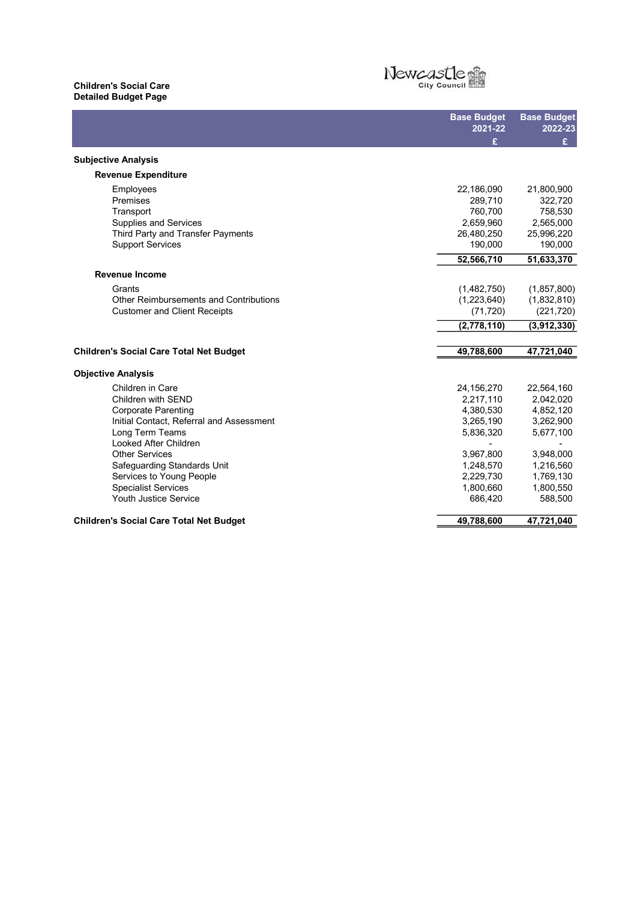**Children's Social Care**
**Detailed Budget Page**

| | Base Budget 2021-22 £ | Base Budget 2022-23 £ |
|---|---|---|
| **Subjective Analysis** | | |
| **Revenue Expenditure** | | |
| Employees | 22,186,090 | 21,800,900 |
| Premises | 289,710 | 322,720 |
| Transport | 760,700 | 758,530 |
| Supplies and Services | 2,659,960 | 2,565,000 |
| Third Party and Transfer Payments | 26,480,250 | 25,996,220 |
| Support Services | 190,000 | 190,000 |
| | **52,566,710** | **51,633,370** |
| **Revenue Income** | | |
| Grants | (1,482,750) | (1,857,800) |
| Other Reimbursements and Contributions | (1,223,640) | (1,832,810) |
| Customer and Client Receipts | (71,720) | (221,720) |
| | **(2,778,110)** | **(3,912,330)** |
| **Children's Social Care Total Net Budget** | **49,788,600** | **47,721,040** |
| **Objective Analysis** | | |
| Children in Care | 24,156,270 | 22,564,160 |
| Children with SEND | 2,217,110 | 2,042,020 |
| Corporate Parenting | 4,380,530 | 4,852,120 |
| Initial Contact, Referral and Assessment | 3,265,190 | 3,262,900 |
| Long Term Teams | 5,836,320 | 5,677,100 |
| Looked After Children | - | - |
| Other Services | 3,967,800 | 3,948,000 |
| Safeguarding Standards Unit | 1,248,570 | 1,216,560 |
| Services to Young People | 2,229,730 | 1,769,130 |
| Specialist Services | 1,800,660 | 1,800,550 |
| Youth Justice Service | 686,420 | 588,500 |
| **Children's Social Care Total Net Budget** | **49,788,600** | **47,721,040** |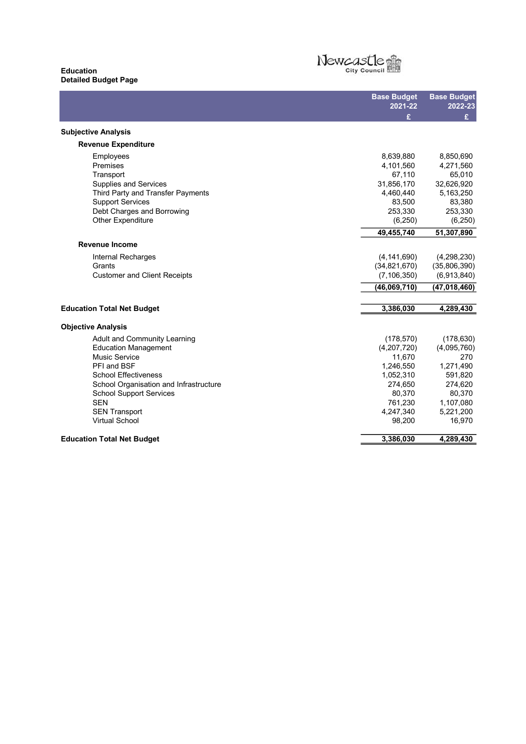**Education**
**Detailed Budget Page**

| | Base Budget 2021-22 £ | Base Budget 2022-23 £ |
|---|---|---|
| **Subjective Analysis** | | |
| **Revenue Expenditure** | | |
| Employees | 8,639,880 | 8,850,690 |
| Premises | 4,101,560 | 4,271,560 |
| Transport | 67,110 | 65,010 |
| Supplies and Services | 31,856,170 | 32,626,920 |
| Third Party and Transfer Payments | 4,460,440 | 5,163,250 |
| Support Services | 83,500 | 83,380 |
| Debt Charges and Borrowing | 253,330 | 253,330 |
| Other Expenditure | (6,250) | (6,250) |
| | **49,455,740** | **51,307,890** |
| **Revenue Income** | | |
| Internal Recharges | (4,141,690) | (4,298,230) |
| Grants | (34,821,670) | (35,806,390) |
| Customer and Client Receipts | (7,106,350) | (6,913,840) |
| | **(46,069,710)** | **(47,018,460)** |
| **Education Total Net Budget** | **3,386,030** | **4,289,430** |
| **Objective Analysis** | | |
| Adult and Community Learning | (178,570) | (178,630) |
| Education Management | (4,207,720) | (4,095,760) |
| Music Service | 11,670 | 270 |
| PFI and BSF | 1,246,550 | 1,271,490 |
| School Effectiveness | 1,052,310 | 591,820 |
| School Organisation and Infrastructure | 274,650 | 274,620 |
| School Support Services | 80,370 | 80,370 |
| SEN | 761,230 | 1,107,080 |
| SEN Transport | 4,247,340 | 5,221,200 |
| Virtual School | 98,200 | 16,970 |
| **Education Total Net Budget** | **3,386,030** | **4,289,430** |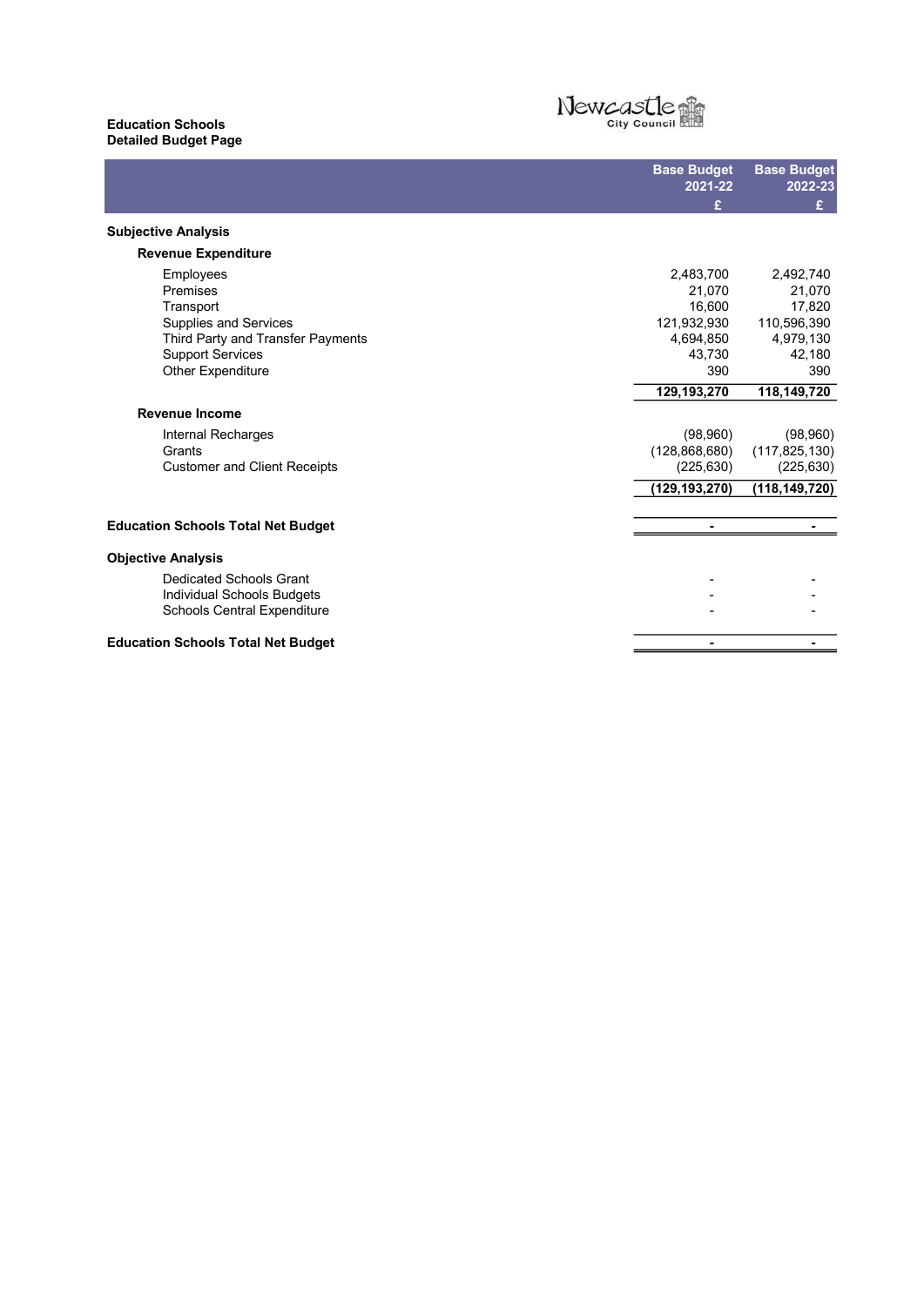**Education Schools**
**Detailed Budget Page**

Newcastle City Council

| | Base Budget 2021-22 £ | Base Budget 2022-23 £ |
|---|---|---|
| **Subjective Analysis** | | |
| **Revenue Expenditure** | | |
| Employees | 2,483,700 | 2,492,740 |
| Premises | 21,070 | 21,070 |
| Transport | 16,600 | 17,820 |
| Supplies and Services | 121,932,930 | 110,596,390 |
| Third Party and Transfer Payments | 4,694,850 | 4,979,130 |
| Support Services | 43,730 | 42,180 |
| Other Expenditure | 390 | 390 |
| | **129,193,270** | **118,149,720** |
| **Revenue Income** | | |
| Internal Recharges | (98,960) | (98,960) |
| Grants | (128,868,680) | (117,825,130) |
| Customer and Client Receipts | (225,630) | (225,630) |
| | **(129,193,270)** | **(118,149,720)** |
| **Education Schools Total Net Budget** | **-** | **-** |
| **Objective Analysis** | | |
| Dedicated Schools Grant | - | - |
| Individual Schools Budgets | - | - |
| Schools Central Expenditure | - | - |
| **Education Schools Total Net Budget** | **-** | **-** |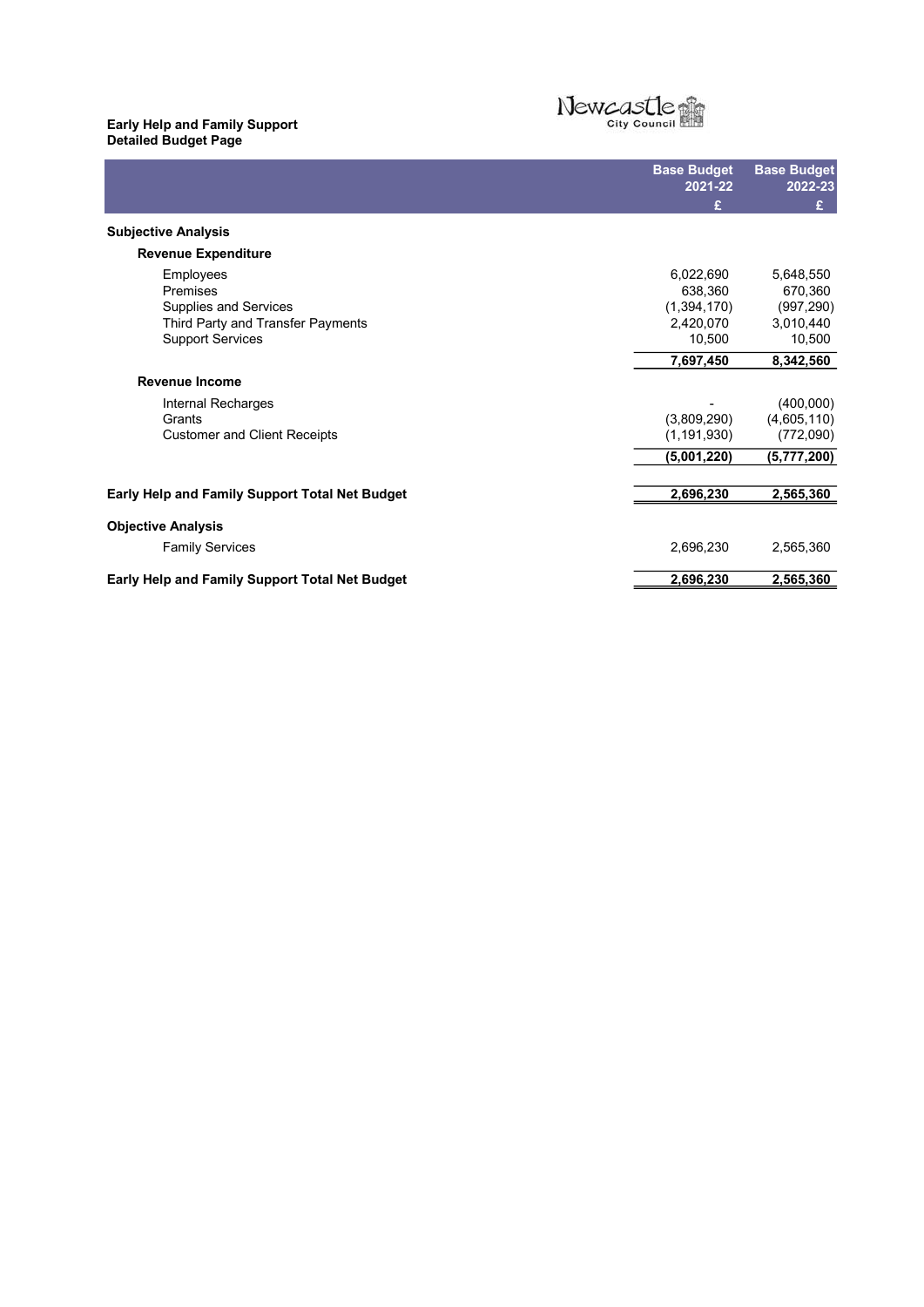**Early Help and Family Support**
**Detailed Budget Page**

| | Base Budget 2021-22 £ | Base Budget 2022-23 £ |
|---|---|---|
| **Subjective Analysis** | | |
| **Revenue Expenditure** | | |
| Employees | 6,022,690 | 5,648,550 |
| Premises | 638,360 | 670,360 |
| Supplies and Services | (1,394,170) | (997,290) |
| Third Party and Transfer Payments | 2,420,070 | 3,010,440 |
| Support Services | 10,500 | 10,500 |
| | **7,697,450** | **8,342,560** |
| **Revenue Income** | | |
| Internal Recharges | - | (400,000) |
| Grants | (3,809,290) | (4,605,110) |
| Customer and Client Receipts | (1,191,930) | (772,090) |
| | **(5,001,220)** | **(5,777,200)** |
| **Early Help and Family Support Total Net Budget** | **2,696,230** | **2,565,360** |
| **Objective Analysis** | | |
| Family Services | 2,696,230 | 2,565,360 |
| **Early Help and Family Support Total Net Budget** | **2,696,230** | **2,565,360** |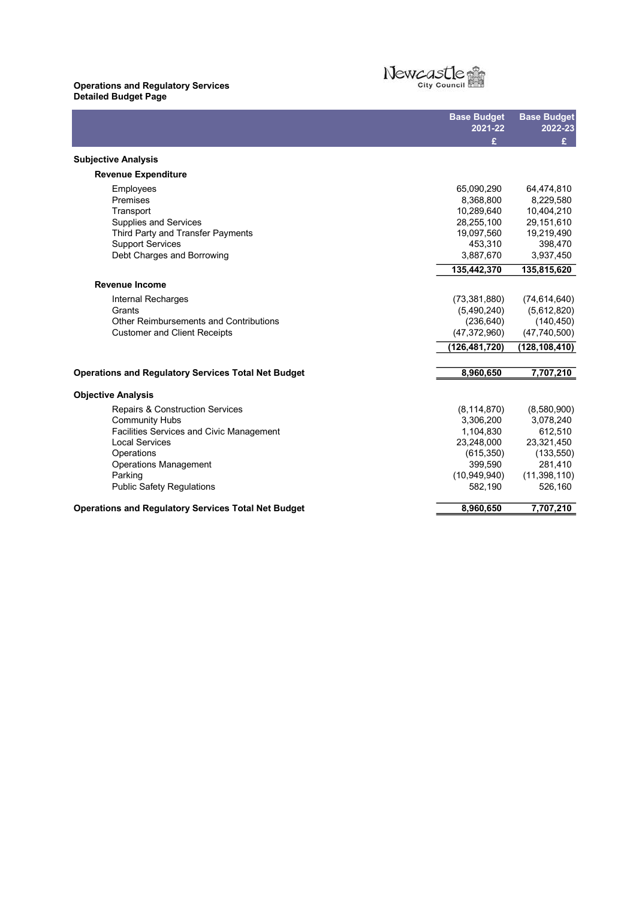**Operations and Regulatory Services**
**Detailed Budget Page**

| | Base Budget 2021-22 £ | Base Budget 2022-23 £ |
|---|---|---|
| **Subjective Analysis** | | |
| **Revenue Expenditure** | | |
| Employees | 65,090,290 | 64,474,810 |
| Premises | 8,368,800 | 8,229,580 |
| Transport | 10,289,640 | 10,404,210 |
| Supplies and Services | 28,255,100 | 29,151,610 |
| Third Party and Transfer Payments | 19,097,560 | 19,219,490 |
| Support Services | 453,310 | 398,470 |
| Debt Charges and Borrowing | 3,887,670 | 3,937,450 |
| | **135,442,370** | **135,815,620** |
| **Revenue Income** | | |
| Internal Recharges | (73,381,880) | (74,614,640) |
| Grants | (5,490,240) | (5,612,820) |
| Other Reimbursements and Contributions | (236,640) | (140,450) |
| Customer and Client Receipts | (47,372,960) | (47,740,500) |
| | **(126,481,720)** | **(128,108,410)** |
| **Operations and Regulatory Services Total Net Budget** | **8,960,650** | **7,707,210** |
| **Objective Analysis** | | |
| Repairs & Construction Services | (8,114,870) | (8,580,900) |
| Community Hubs | 3,306,200 | 3,078,240 |
| Facilities Services and Civic Management | 1,104,830 | 612,510 |
| Local Services | 23,248,000 | 23,321,450 |
| Operations | (615,350) | (133,550) |
| Operations Management | 399,590 | 281,410 |
| Parking | (10,949,940) | (11,398,110) |
| Public Safety Regulations | 582,190 | 526,160 |
| **Operations and Regulatory Services Total Net Budget** | **8,960,650** | **7,707,210** |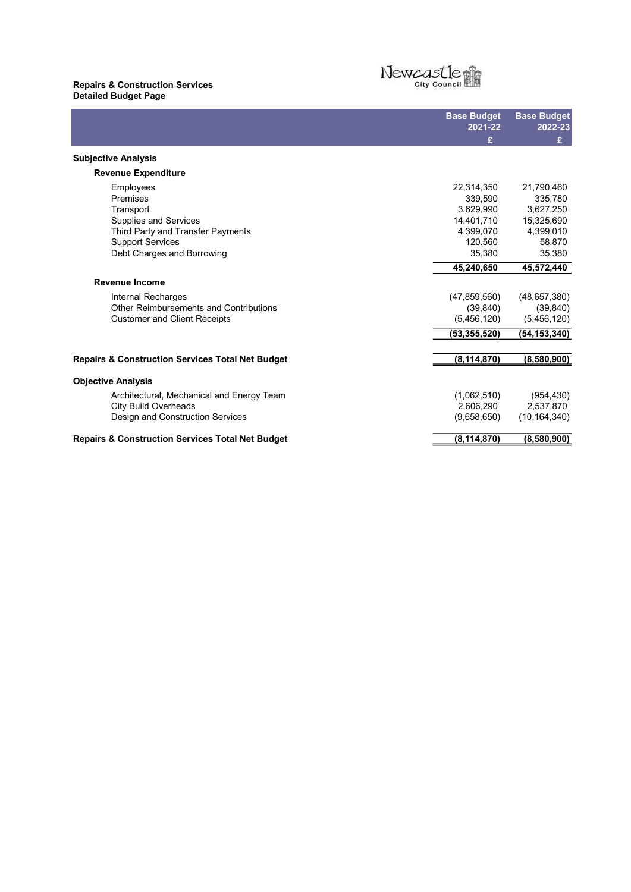**Repairs & Construction Services**
**Detailed Budget Page**

Newcastle City Council

| | Base Budget 2021-22 £ | Base Budget 2022-23 £ |
|---|---|---|
| **Subjective Analysis** | | |
| **Revenue Expenditure** | | |
| Employees | 22,314,350 | 21,790,460 |
| Premises | 339,590 | 335,780 |
| Transport | 3,629,990 | 3,627,250 |
| Supplies and Services | 14,401,710 | 15,325,690 |
| Third Party and Transfer Payments | 4,399,070 | 4,399,010 |
| Support Services | 120,560 | 58,870 |
| Debt Charges and Borrowing | 35,380 | 35,380 |
| | **45,240,650** | **45,572,440** |
| **Revenue Income** | | |
| Internal Recharges | (47,859,560) | (48,657,380) |
| Other Reimbursements and Contributions | (39,840) | (39,840) |
| Customer and Client Receipts | (5,456,120) | (5,456,120) |
| | **(53,355,520)** | **(54,153,340)** |
| **Repairs & Construction Services Total Net Budget** | **(8,114,870)** | **(8,580,900)** |
| **Objective Analysis** | | |
| Architectural, Mechanical and Energy Team | (1,062,510) | (954,430) |
| City Build Overheads | 2,606,290 | 2,537,870 |
| Design and Construction Services | (9,658,650) | (10,164,340) |
| **Repairs & Construction Services Total Net Budget** | **(8,114,870)** | **(8,580,900)** |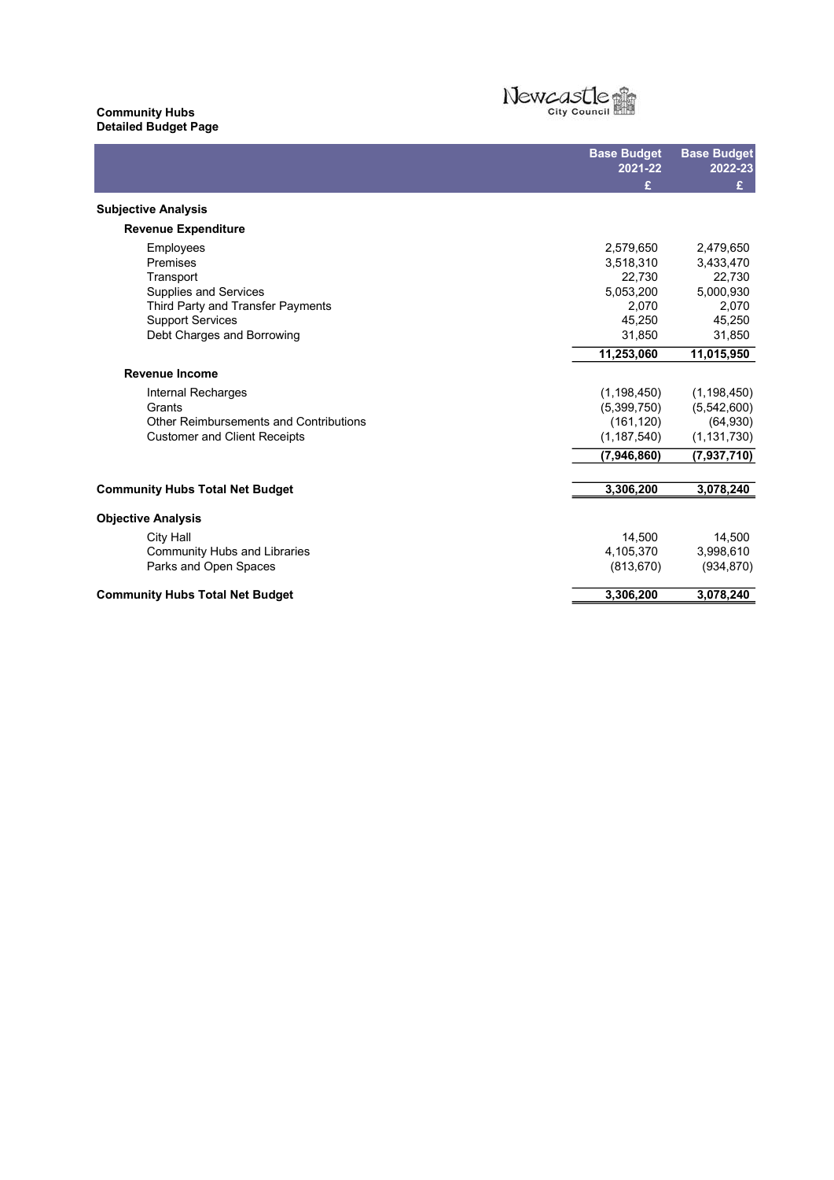**Community Hubs**
**Detailed Budget Page**

| | Base Budget 2021-22 £ | Base Budget 2022-23 £ |
|---|---|---|
| **Subjective Analysis** | | |
| **Revenue Expenditure** | | |
| Employees | 2,579,650 | 2,479,650 |
| Premises | 3,518,310 | 3,433,470 |
| Transport | 22,730 | 22,730 |
| Supplies and Services | 5,053,200 | 5,000,930 |
| Third Party and Transfer Payments | 2,070 | 2,070 |
| Support Services | 45,250 | 45,250 |
| Debt Charges and Borrowing | 31,850 | 31,850 |
| | **11,253,060** | **11,015,950** |
| **Revenue Income** | | |
| Internal Recharges | (1,198,450) | (1,198,450) |
| Grants | (5,399,750) | (5,542,600) |
| Other Reimbursements and Contributions | (161,120) | (64,930) |
| Customer and Client Receipts | (1,187,540) | (1,131,730) |
| | **(7,946,860)** | **(7,937,710)** |
| **Community Hubs Total Net Budget** | **3,306,200** | **3,078,240** |
| **Objective Analysis** | | |
| City Hall | 14,500 | 14,500 |
| Community Hubs and Libraries | 4,105,370 | 3,998,610 |
| Parks and Open Spaces | (813,670) | (934,870) |
| **Community Hubs Total Net Budget** | **3,306,200** | **3,078,240** |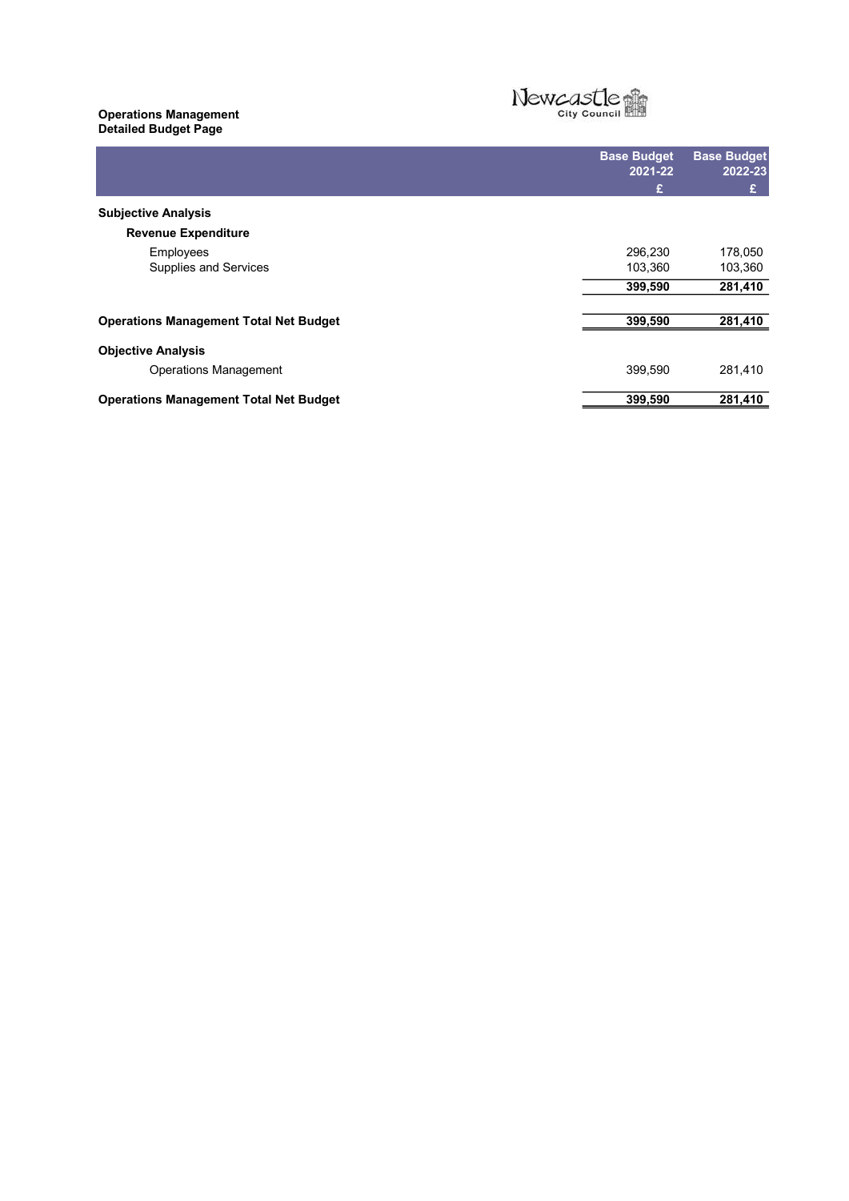**Operations Management**
**Detailed Budget Page**

Newcastle City Council

| | Base Budget 2021-22 £ | Base Budget 2022-23 £ |
|---|---|---|
| **Subjective Analysis** | | |
| **Revenue Expenditure** | | |
| Employees | 296,230 | 178,050 |
| Supplies and Services | 103,360 | 103,360 |
| | **399,590** | **281,410** |
| **Operations Management Total Net Budget** | **399,590** | **281,410** |
| **Objective Analysis** | | |
| Operations Management | 399,590 | 281,410 |
| **Operations Management Total Net Budget** | **399,590** | **281,410** |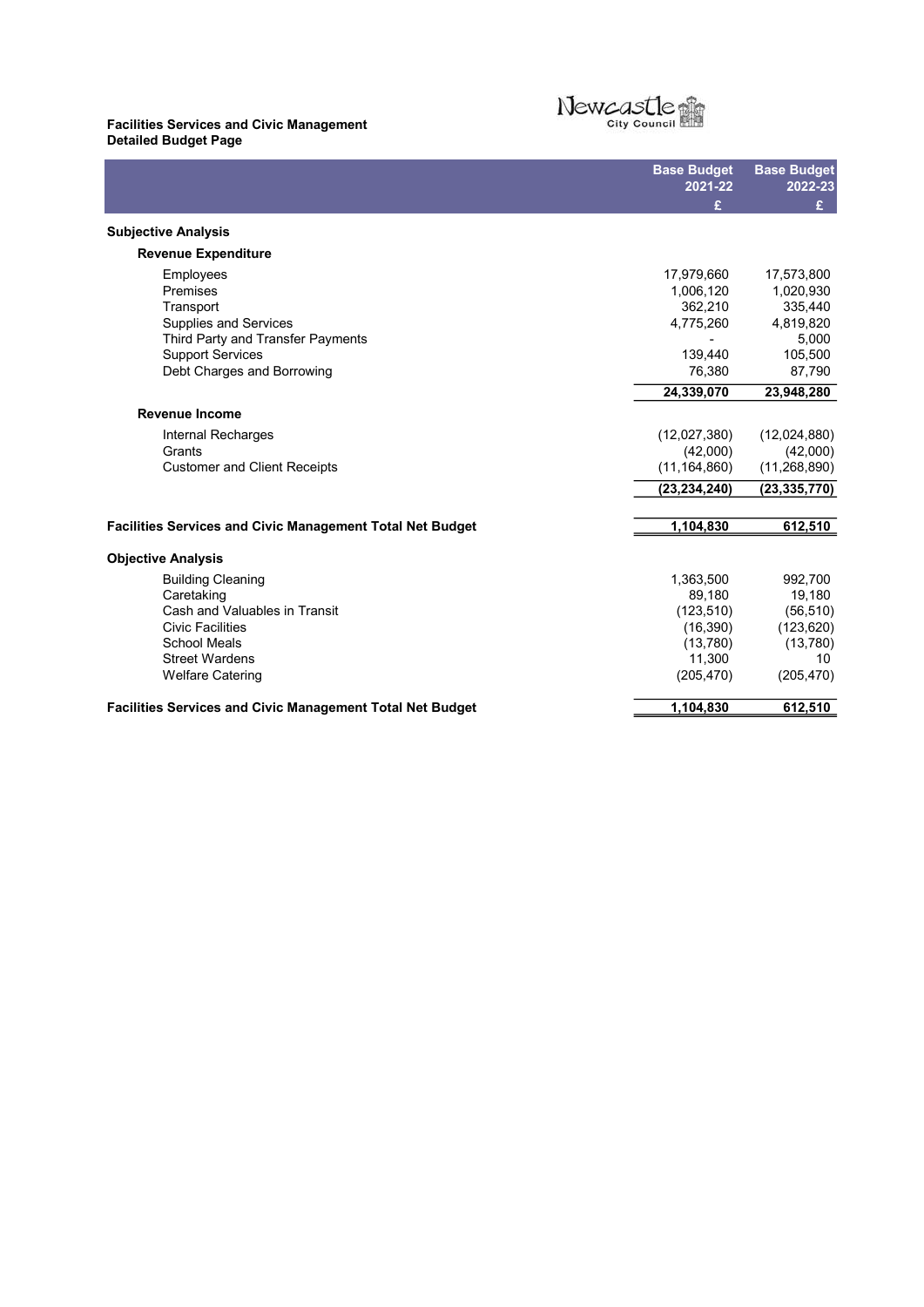**Facilities Services and Civic Management**
**Detailed Budget Page**

| | Base Budget 2021-22 £ | Base Budget 2022-23 £ |
|---|---|---|
| **Subjective Analysis** | | |
| **Revenue Expenditure** | | |
| Employees | 17,979,660 | 17,573,800 |
| Premises | 1,006,120 | 1,020,930 |
| Transport | 362,210 | 335,440 |
| Supplies and Services | 4,775,260 | 4,819,820 |
| Third Party and Transfer Payments | - | 5,000 |
| Support Services | 139,440 | 105,500 |
| Debt Charges and Borrowing | 76,380 | 87,790 |
| | **24,339,070** | **23,948,280** |
| **Revenue Income** | | |
| Internal Recharges | (12,027,380) | (12,024,880) |
| Grants | (42,000) | (42,000) |
| Customer and Client Receipts | (11,164,860) | (11,268,890) |
| | **(23,234,240)** | **(23,335,770)** |
| **Facilities Services and Civic Management Total Net Budget** | **1,104,830** | **612,510** |
| **Objective Analysis** | | |
| Building Cleaning | 1,363,500 | 992,700 |
| Caretaking | 89,180 | 19,180 |
| Cash and Valuables in Transit | (123,510) | (56,510) |
| Civic Facilities | (16,390) | (123,620) |
| School Meals | (13,780) | (13,780) |
| Street Wardens | 11,300 | 10 |
| Welfare Catering | (205,470) | (205,470) |
| **Facilities Services and Civic Management Total Net Budget** | **1,104,830** | **612,510** |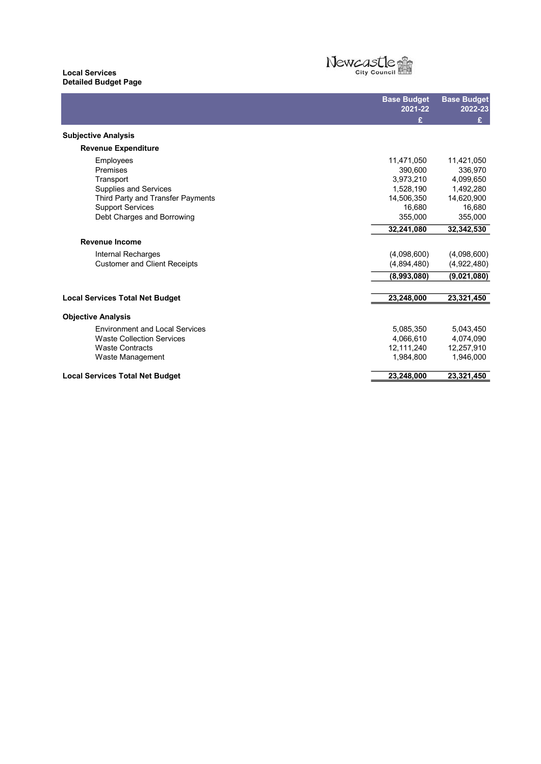**Local Services**
**Detailed Budget Page**

| | Base Budget 2021-22 £ | Base Budget 2022-23 £ |
|---|---|---|
| **Subjective Analysis** | | |
| **Revenue Expenditure** | | |
| Employees | 11,471,050 | 11,421,050 |
| Premises | 390,600 | 336,970 |
| Transport | 3,973,210 | 4,099,650 |
| Supplies and Services | 1,528,190 | 1,492,280 |
| Third Party and Transfer Payments | 14,506,350 | 14,620,900 |
| Support Services | 16,680 | 16,680 |
| Debt Charges and Borrowing | 355,000 | 355,000 |
| | **32,241,080** | **32,342,530** |
| **Revenue Income** | | |
| Internal Recharges | (4,098,600) | (4,098,600) |
| Customer and Client Receipts | (4,894,480) | (4,922,480) |
| | **(8,993,080)** | **(9,021,080)** |
| **Local Services Total Net Budget** | **23,248,000** | **23,321,450** |
| **Objective Analysis** | | |
| Environment and Local Services | 5,085,350 | 5,043,450 |
| Waste Collection Services | 4,066,610 | 4,074,090 |
| Waste Contracts | 12,111,240 | 12,257,910 |
| Waste Management | 1,984,800 | 1,946,000 |
| **Local Services Total Net Budget** | **23,248,000** | **23,321,450** |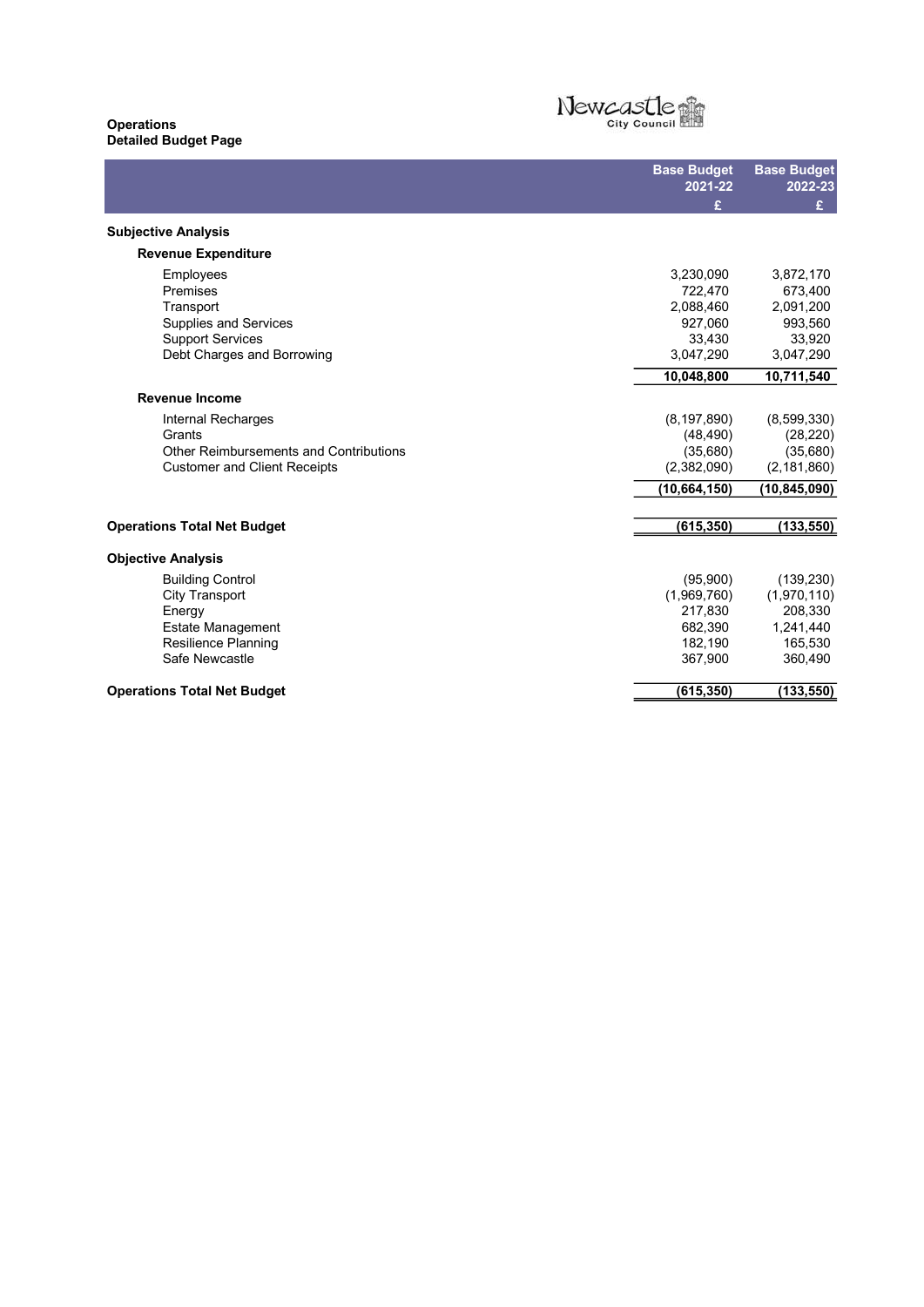**Operations**
**Detailed Budget Page**

| | Base Budget 2021-22 £ | Base Budget 2022-23 £ |
|---|---|---|
| **Subjective Analysis** | | |
| **Revenue Expenditure** | | |
| Employees | 3,230,090 | 3,872,170 |
| Premises | 722,470 | 673,400 |
| Transport | 2,088,460 | 2,091,200 |
| Supplies and Services | 927,060 | 993,560 |
| Support Services | 33,430 | 33,920 |
| Debt Charges and Borrowing | 3,047,290 | 3,047,290 |
| | **10,048,800** | **10,711,540** |
| **Revenue Income** | | |
| Internal Recharges | (8,197,890) | (8,599,330) |
| Grants | (48,490) | (28,220) |
| Other Reimbursements and Contributions | (35,680) | (35,680) |
| Customer and Client Receipts | (2,382,090) | (2,181,860) |
| | **(10,664,150)** | **(10,845,090)** |
| **Operations Total Net Budget** | **(615,350)** | **(133,550)** |
| **Objective Analysis** | | |
| Building Control | (95,900) | (139,230) |
| City Transport | (1,969,760) | (1,970,110) |
| Energy | 217,830 | 208,330 |
| Estate Management | 682,390 | 1,241,440 |
| Resilience Planning | 182,190 | 165,530 |
| Safe Newcastle | 367,900 | 360,490 |
| **Operations Total Net Budget** | **(615,350)** | **(133,550)** |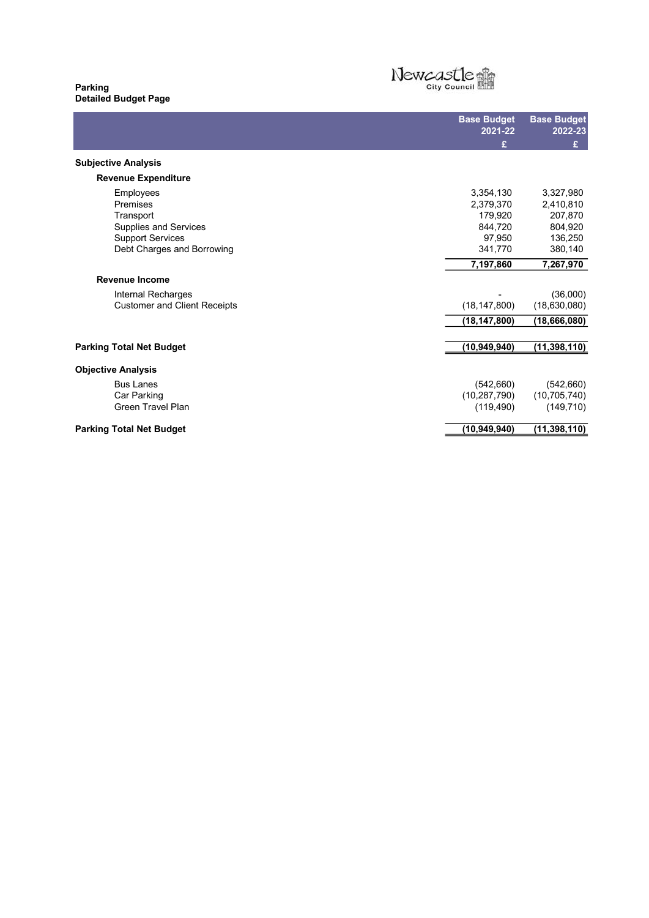**Parking**
**Detailed Budget Page**

| | Base Budget 2021-22 £ | Base Budget 2022-23 £ |
|---|---|---|
| **Subjective Analysis** | | |
| **Revenue Expenditure** | | |
| Employees | 3,354,130 | 3,327,980 |
| Premises | 2,379,370 | 2,410,810 |
| Transport | 179,920 | 207,870 |
| Supplies and Services | 844,720 | 804,920 |
| Support Services | 97,950 | 136,250 |
| Debt Charges and Borrowing | 341,770 | 380,140 |
| | **7,197,860** | **7,267,970** |
| **Revenue Income** | | |
| Internal Recharges | - | (36,000) |
| Customer and Client Receipts | (18,147,800) | (18,630,080) |
| | **(18,147,800)** | **(18,666,080)** |
| **Parking Total Net Budget** | **(10,949,940)** | **(11,398,110)** |
| **Objective Analysis** | | |
| Bus Lanes | (542,660) | (542,660) |
| Car Parking | (10,287,790) | (10,705,740) |
| Green Travel Plan | (119,490) | (149,710) |
| **Parking Total Net Budget** | **(10,949,940)** | **(11,398,110)** |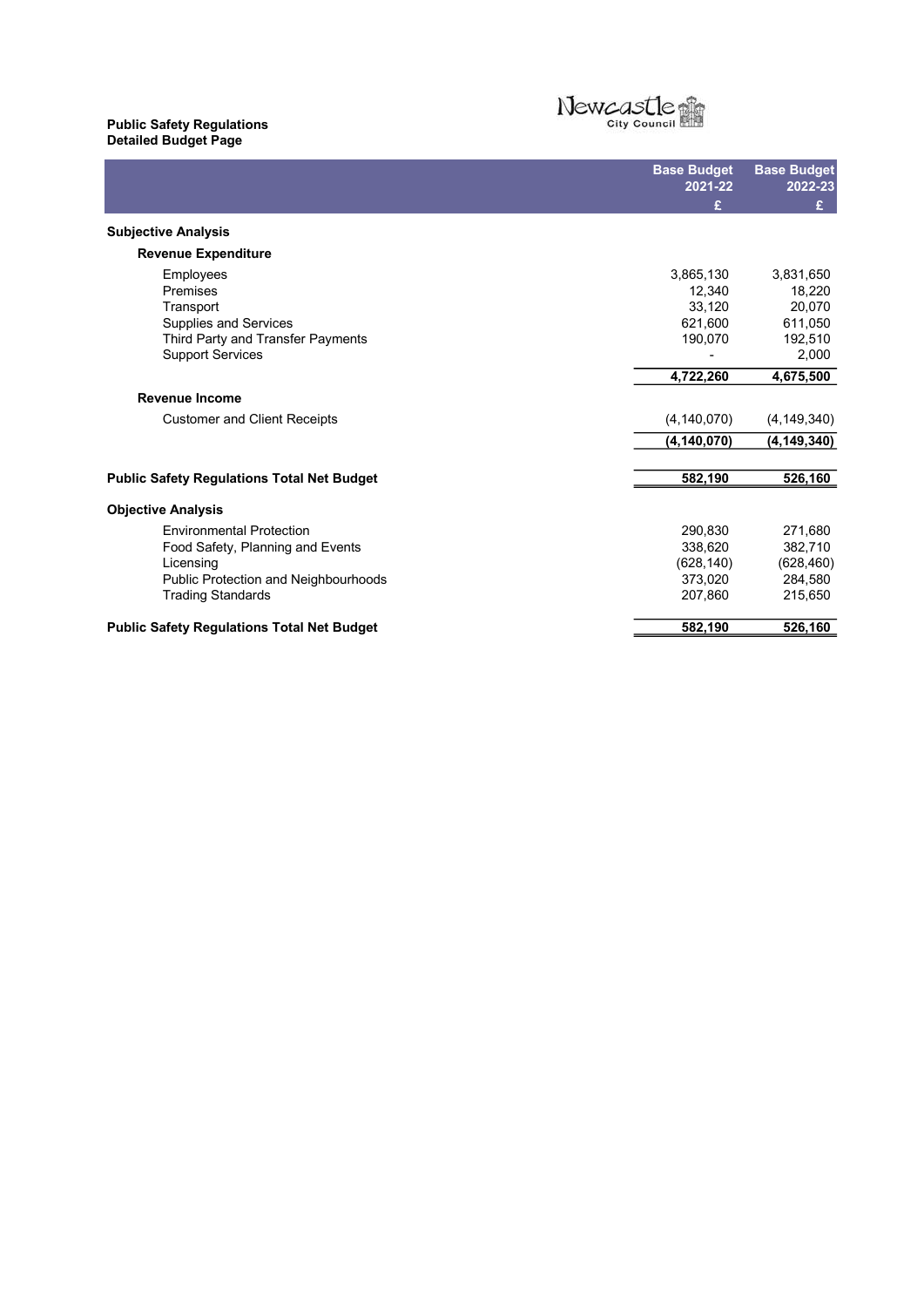**Public Safety Regulations**
**Detailed Budget Page**

Newcastle City Council

| | Base Budget 2021-22 £ | Base Budget 2022-23 £ |
|---|---|---|
| **Subjective Analysis** | | |
| **Revenue Expenditure** | | |
| Employees | 3,865,130 | 3,831,650 |
| Premises | 12,340 | 18,220 |
| Transport | 33,120 | 20,070 |
| Supplies and Services | 621,600 | 611,050 |
| Third Party and Transfer Payments | 190,070 | 192,510 |
| Support Services | - | 2,000 |
| | **4,722,260** | **4,675,500** |
| **Revenue Income** | | |
| Customer and Client Receipts | (4,140,070) | (4,149,340) |
| | **(4,140,070)** | **(4,149,340)** |
| **Public Safety Regulations Total Net Budget** | **582,190** | **526,160** |
| **Objective Analysis** | | |
| Environmental Protection | 290,830 | 271,680 |
| Food Safety, Planning and Events | 338,620 | 382,710 |
| Licensing | (628,140) | (628,460) |
| Public Protection and Neighbourhoods | 373,020 | 284,580 |
| Trading Standards | 207,860 | 215,650 |
| **Public Safety Regulations Total Net Budget** | **582,190** | **526,160** |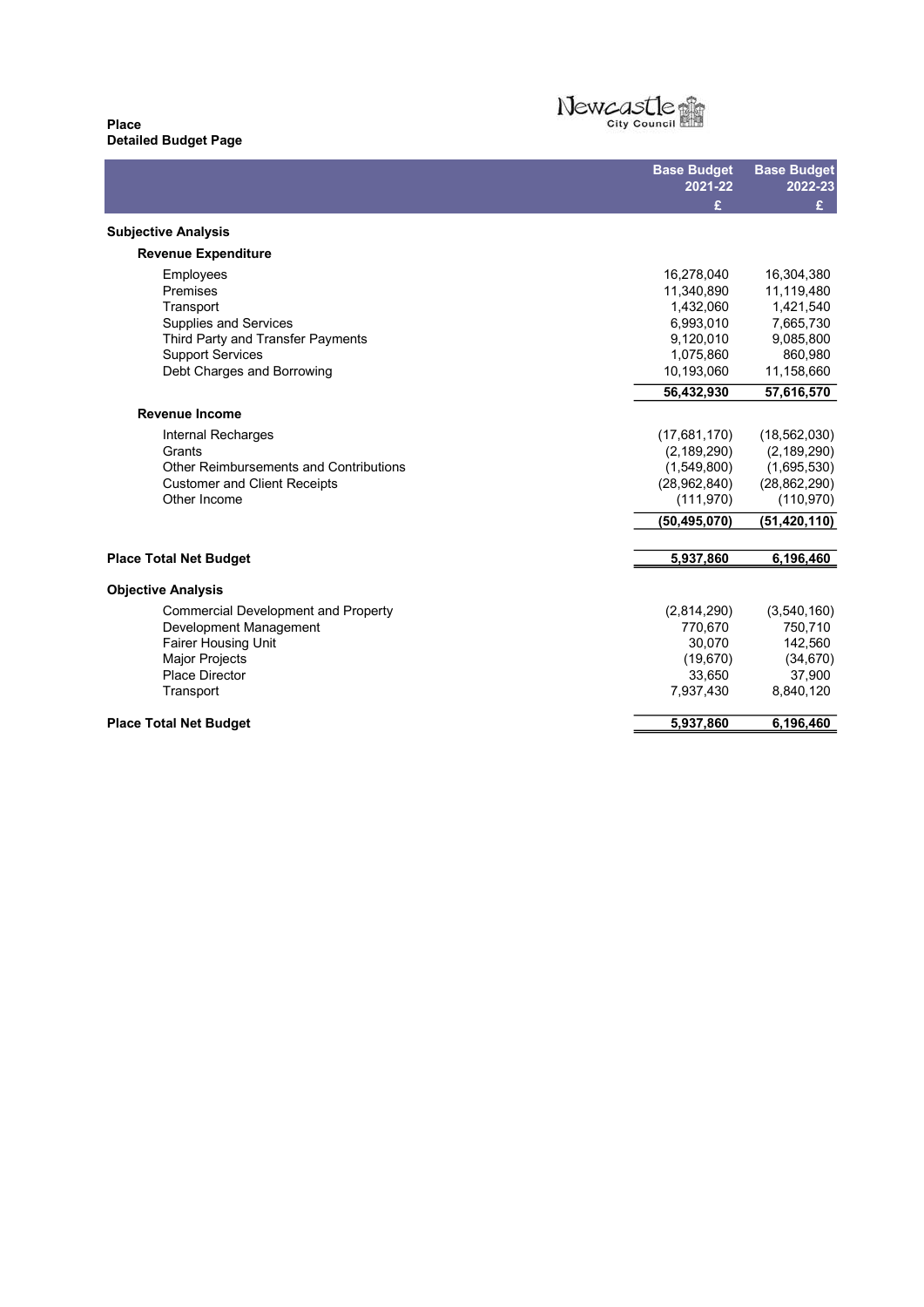**Place**
**Detailed Budget Page**

| | Base Budget 2021-22 £ | Base Budget 2022-23 £ |
|---|---|---|
| **Subjective Analysis** | | |
| **Revenue Expenditure** | | |
| Employees | 16,278,040 | 16,304,380 |
| Premises | 11,340,890 | 11,119,480 |
| Transport | 1,432,060 | 1,421,540 |
| Supplies and Services | 6,993,010 | 7,665,730 |
| Third Party and Transfer Payments | 9,120,010 | 9,085,800 |
| Support Services | 1,075,860 | 860,980 |
| Debt Charges and Borrowing | 10,193,060 | 11,158,660 |
| | **56,432,930** | **57,616,570** |
| **Revenue Income** | | |
| Internal Recharges | (17,681,170) | (18,562,030) |
| Grants | (2,189,290) | (2,189,290) |
| Other Reimbursements and Contributions | (1,549,800) | (1,695,530) |
| Customer and Client Receipts | (28,962,840) | (28,862,290) |
| Other Income | (111,970) | (110,970) |
| | **(50,495,070)** | **(51,420,110)** |
| **Place Total Net Budget** | **5,937,860** | **6,196,460** |
| **Objective Analysis** | | |
| Commercial Development and Property | (2,814,290) | (3,540,160) |
| Development Management | 770,670 | 750,710 |
| Fairer Housing Unit | 30,070 | 142,560 |
| Major Projects | (19,670) | (34,670) |
| Place Director | 33,650 | 37,900 |
| Transport | 7,937,430 | 8,840,120 |
| **Place Total Net Budget** | **5,937,860** | **6,196,460** |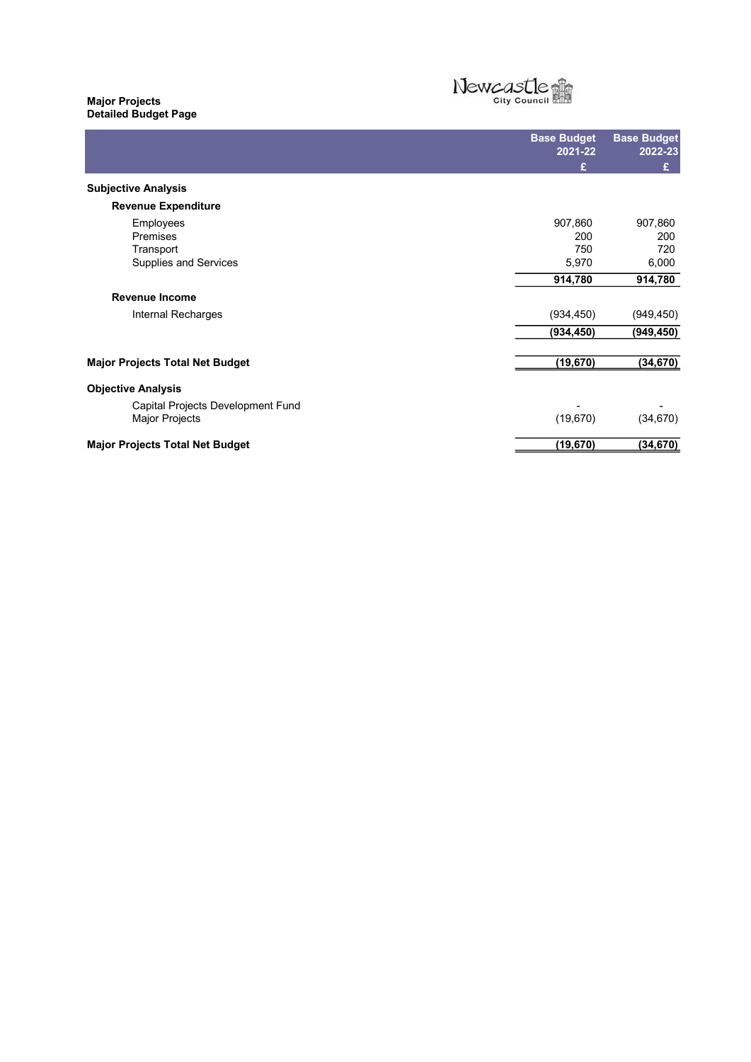Newcastle City Council

**Major Projects**
**Detailed Budget Page**

| | Base Budget 2021-22 £ | Base Budget 2022-23 £ |
|---|---|---|
| **Subjective Analysis** | | |
| **Revenue Expenditure** | | |
| Employees | 907,860 | 907,860 |
| Premises | 200 | 200 |
| Transport | 750 | 720 |
| Supplies and Services | 5,970 | 6,000 |
| | **914,780** | **914,780** |
| **Revenue Income** | | |
| Internal Recharges | (934,450) | (949,450) |
| | **(934,450)** | **(949,450)** |
| **Major Projects Total Net Budget** | **(19,670)** | **(34,670)** |
| **Objective Analysis** | | |
| Capital Projects Development Fund | - | - |
| Major Projects | (19,670) | (34,670) |
| **Major Projects Total Net Budget** | **(19,670)** | **(34,670)** |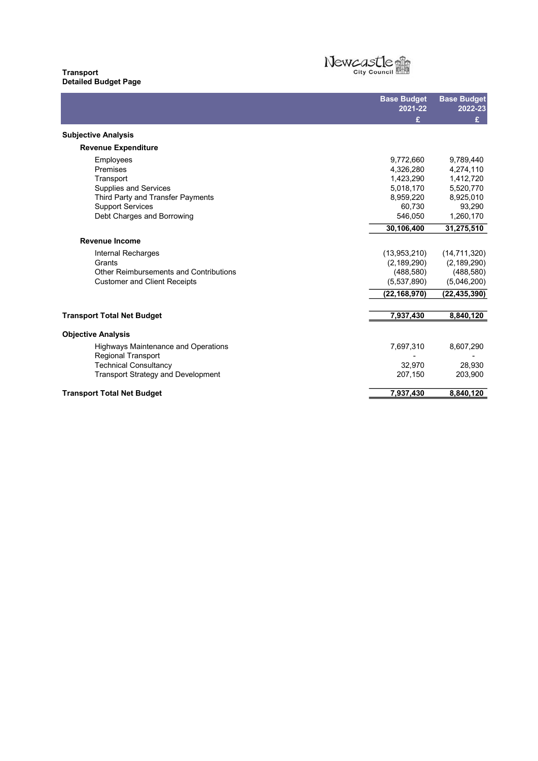**Transport**
**Detailed Budget Page**

| | Base Budget 2021-22 £ | Base Budget 2022-23 £ |
|---|---|---|
| **Subjective Analysis** | | |
| **Revenue Expenditure** | | |
| Employees | 9,772,660 | 9,789,440 |
| Premises | 4,326,280 | 4,274,110 |
| Transport | 1,423,290 | 1,412,720 |
| Supplies and Services | 5,018,170 | 5,520,770 |
| Third Party and Transfer Payments | 8,959,220 | 8,925,010 |
| Support Services | 60,730 | 93,290 |
| Debt Charges and Borrowing | 546,050 | 1,260,170 |
| | **30,106,400** | **31,275,510** |
| **Revenue Income** | | |
| Internal Recharges | (13,953,210) | (14,711,320) |
| Grants | (2,189,290) | (2,189,290) |
| Other Reimbursements and Contributions | (488,580) | (488,580) |
| Customer and Client Receipts | (5,537,890) | (5,046,200) |
| | **(22,168,970)** | **(22,435,390)** |
| **Transport Total Net Budget** | **7,937,430** | **8,840,120** |
| **Objective Analysis** | | |
| Highways Maintenance and Operations | 7,697,310 | 8,607,290 |
| Regional Transport | - | - |
| Technical Consultancy | 32,970 | 28,930 |
| Transport Strategy and Development | 207,150 | 203,900 |
| **Transport Total Net Budget** | **7,937,430** | **8,840,120** |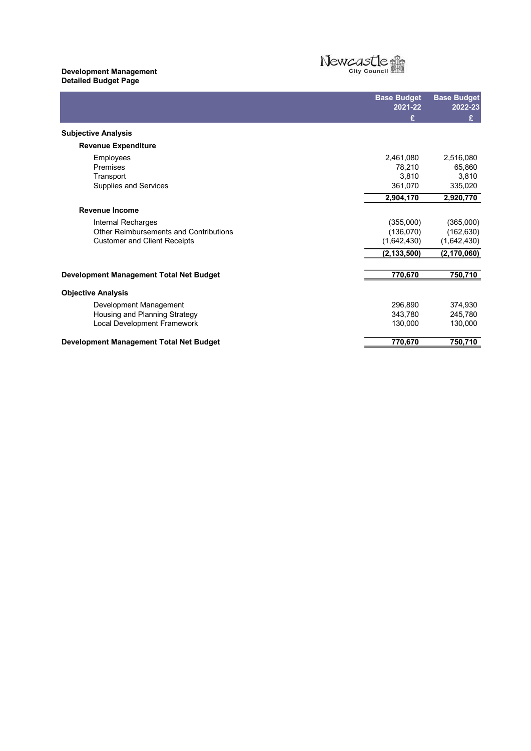**Development Management**
**Detailed Budget Page**

Newcastle City Council

| | Base Budget 2021-22 £ | Base Budget 2022-23 £ |
|---|---|---|
| **Subjective Analysis** | | |
| **Revenue Expenditure** | | |
| Employees | 2,461,080 | 2,516,080 |
| Premises | 78,210 | 65,860 |
| Transport | 3,810 | 3,810 |
| Supplies and Services | 361,070 | 335,020 |
| | **2,904,170** | **2,920,770** |
| **Revenue Income** | | |
| Internal Recharges | (355,000) | (365,000) |
| Other Reimbursements and Contributions | (136,070) | (162,630) |
| Customer and Client Receipts | (1,642,430) | (1,642,430) |
| | **(2,133,500)** | **(2,170,060)** |
| **Development Management Total Net Budget** | **770,670** | **750,710** |
| **Objective Analysis** | | |
| Development Management | 296,890 | 374,930 |
| Housing and Planning Strategy | 343,780 | 245,780 |
| Local Development Framework | 130,000 | 130,000 |
| **Development Management Total Net Budget** | **770,670** | **750,710** |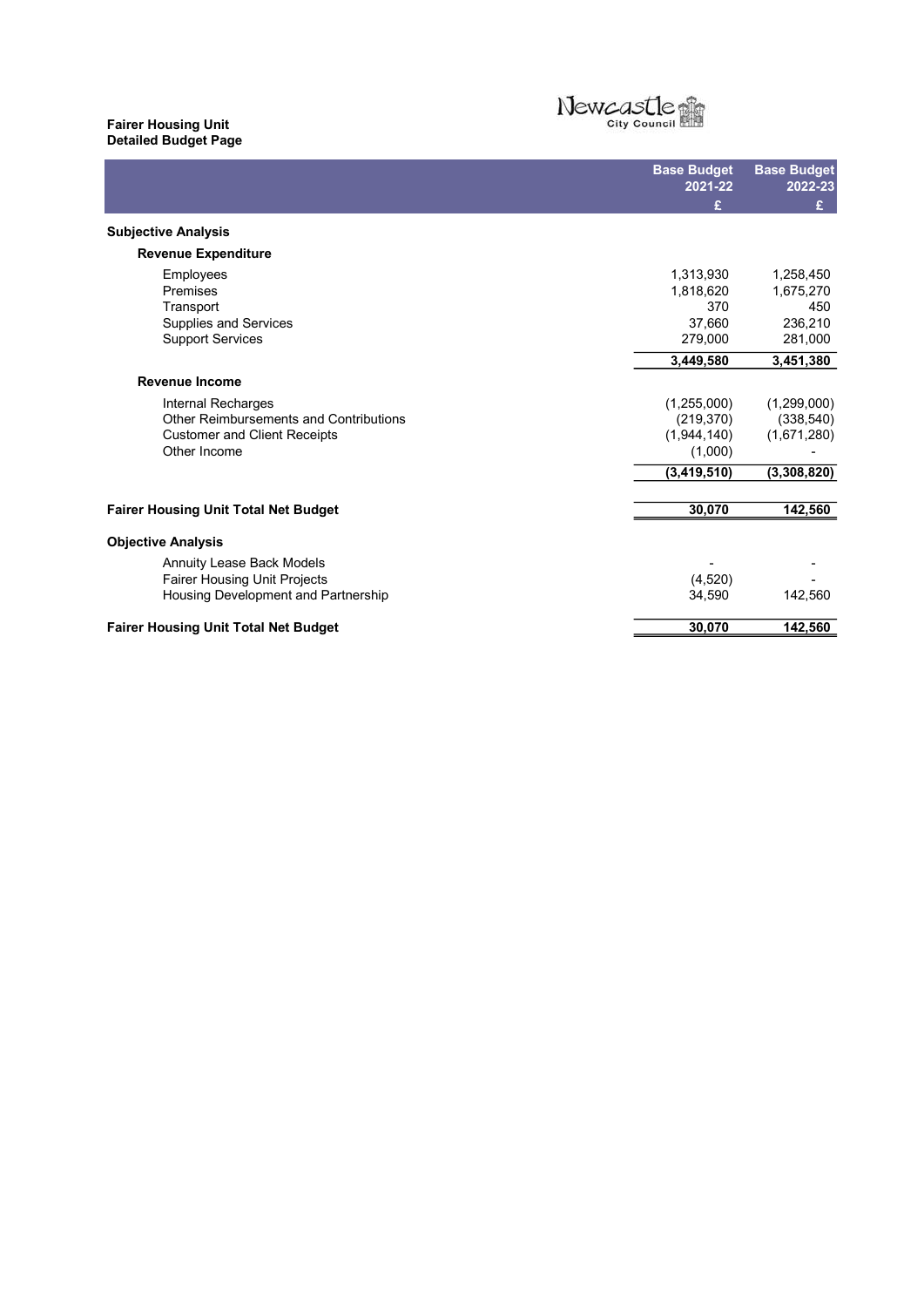**Fairer Housing Unit**
**Detailed Budget Page**

Newcastle City Council

| | Base Budget 2021-22 £ | Base Budget 2022-23 £ |
|---|---|---|
| **Subjective Analysis** | | |
| **Revenue Expenditure** | | |
| Employees | 1,313,930 | 1,258,450 |
| Premises | 1,818,620 | 1,675,270 |
| Transport | 370 | 450 |
| Supplies and Services | 37,660 | 236,210 |
| Support Services | 279,000 | 281,000 |
| | **3,449,580** | **3,451,380** |
| **Revenue Income** | | |
| Internal Recharges | (1,255,000) | (1,299,000) |
| Other Reimbursements and Contributions | (219,370) | (338,540) |
| Customer and Client Receipts | (1,944,140) | (1,671,280) |
| Other Income | (1,000) | - |
| | **(3,419,510)** | **(3,308,820)** |
| **Fairer Housing Unit Total Net Budget** | **30,070** | **142,560** |
| **Objective Analysis** | | |
| Annuity Lease Back Models | - | - |
| Fairer Housing Unit Projects | (4,520) | - |
| Housing Development and Partnership | 34,590 | 142,560 |
| **Fairer Housing Unit Total Net Budget** | **30,070** | **142,560** |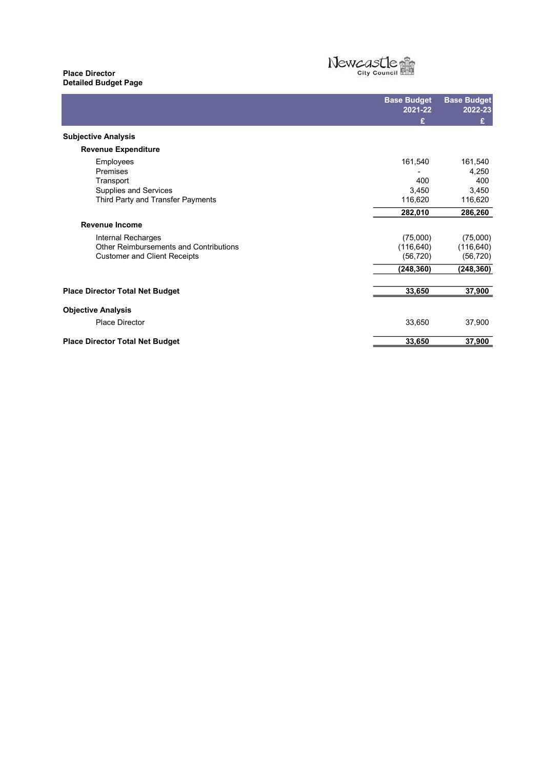**Place Director**
**Detailed Budget Page**

| | Base Budget 2021-22 £ | Base Budget 2022-23 £ |
|---|---|---|
| **Subjective Analysis** | | |
| **Revenue Expenditure** | | |
| Employees | 161,540 | 161,540 |
| Premises | - | 4,250 |
| Transport | 400 | 400 |
| Supplies and Services | 3,450 | 3,450 |
| Third Party and Transfer Payments | 116,620 | 116,620 |
| | **282,010** | **286,260** |
| **Revenue Income** | | |
| Internal Recharges | (75,000) | (75,000) |
| Other Reimbursements and Contributions | (116,640) | (116,640) |
| Customer and Client Receipts | (56,720) | (56,720) |
| | **(248,360)** | **(248,360)** |
| **Place Director Total Net Budget** | **33,650** | **37,900** |
| **Objective Analysis** | | |
| Place Director | 33,650 | 37,900 |
| **Place Director Total Net Budget** | **33,650** | **37,900** |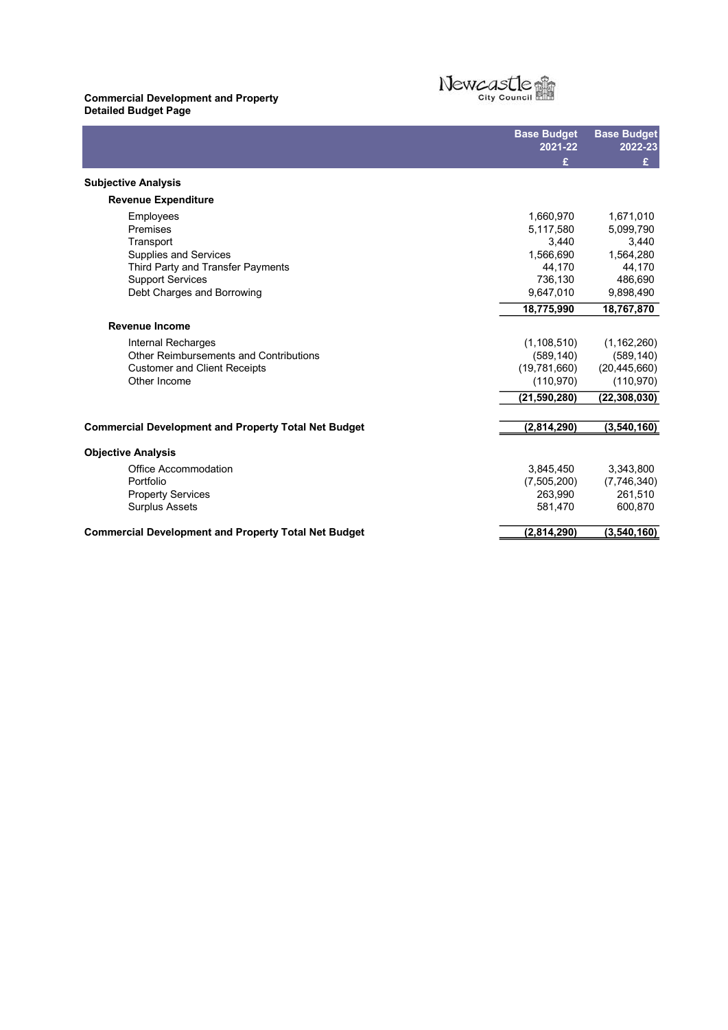**Commercial Development and Property**
**Detailed Budget Page**

Newcastle City Council

| | Base Budget 2021-22 £ | Base Budget 2022-23 £ |
|---|---|---|
| **Subjective Analysis** | | |
| **Revenue Expenditure** | | |
| Employees | 1,660,970 | 1,671,010 |
| Premises | 5,117,580 | 5,099,790 |
| Transport | 3,440 | 3,440 |
| Supplies and Services | 1,566,690 | 1,564,280 |
| Third Party and Transfer Payments | 44,170 | 44,170 |
| Support Services | 736,130 | 486,690 |
| Debt Charges and Borrowing | 9,647,010 | 9,898,490 |
| | **18,775,990** | **18,767,870** |
| **Revenue Income** | | |
| Internal Recharges | (1,108,510) | (1,162,260) |
| Other Reimbursements and Contributions | (589,140) | (589,140) |
| Customer and Client Receipts | (19,781,660) | (20,445,660) |
| Other Income | (110,970) | (110,970) |
| | **(21,590,280)** | **(22,308,030)** |
| **Commercial Development and Property Total Net Budget** | **(2,814,290)** | **(3,540,160)** |
| **Objective Analysis** | | |
| Office Accommodation | 3,845,450 | 3,343,800 |
| Portfolio | (7,505,200) | (7,746,340) |
| Property Services | 263,990 | 261,510 |
| Surplus Assets | 581,470 | 600,870 |
| **Commercial Development and Property Total Net Budget** | **(2,814,290)** | **(3,540,160)** |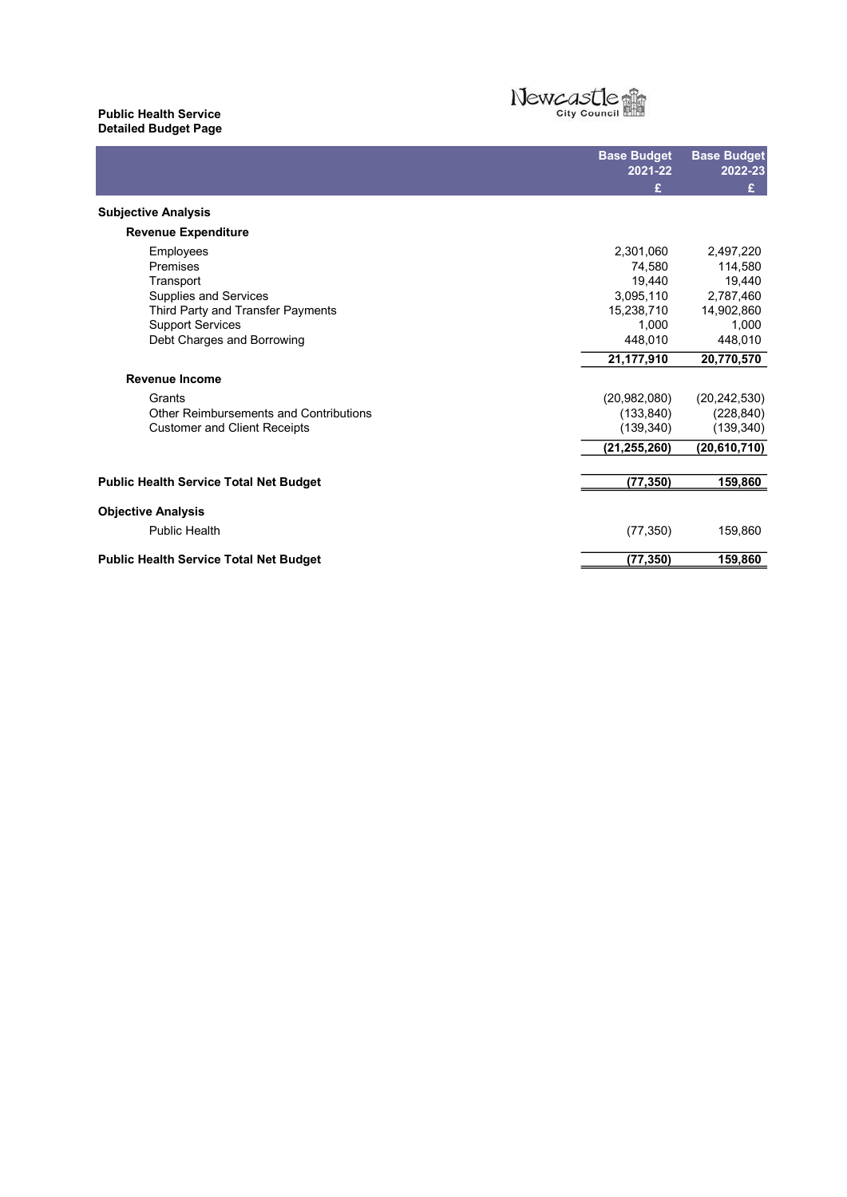**Public Health Service**
**Detailed Budget Page**

Newcastle City Council

| | Base Budget 2021-22 £ | Base Budget 2022-23 £ |
|---|---|---|
| **Subjective Analysis** | | |
| **Revenue Expenditure** | | |
| Employees | 2,301,060 | 2,497,220 |
| Premises | 74,580 | 114,580 |
| Transport | 19,440 | 19,440 |
| Supplies and Services | 3,095,110 | 2,787,460 |
| Third Party and Transfer Payments | 15,238,710 | 14,902,860 |
| Support Services | 1,000 | 1,000 |
| Debt Charges and Borrowing | 448,010 | 448,010 |
| | **21,177,910** | **20,770,570** |
| **Revenue Income** | | |
| Grants | (20,982,080) | (20,242,530) |
| Other Reimbursements and Contributions | (133,840) | (228,840) |
| Customer and Client Receipts | (139,340) | (139,340) |
| | **(21,255,260)** | **(20,610,710)** |
| **Public Health Service Total Net Budget** | **(77,350)** | **159,860** |
| **Objective Analysis** | | |
| Public Health | (77,350) | 159,860 |
| **Public Health Service Total Net Budget** | **(77,350)** | **159,860** |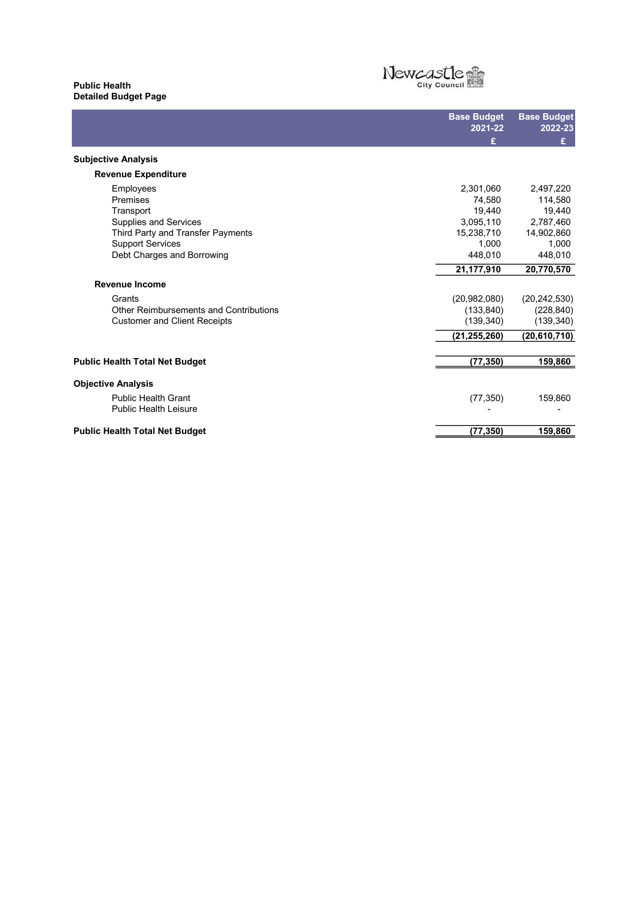**Public Health**
**Detailed Budget Page**

| | Base Budget 2021-22 £ | Base Budget 2022-23 £ |
|---|---|---|
| **Subjective Analysis** | | |
| **Revenue Expenditure** | | |
| Employees | 2,301,060 | 2,497,220 |
| Premises | 74,580 | 114,580 |
| Transport | 19,440 | 19,440 |
| Supplies and Services | 3,095,110 | 2,787,460 |
| Third Party and Transfer Payments | 15,238,710 | 14,902,860 |
| Support Services | 1,000 | 1,000 |
| Debt Charges and Borrowing | 448,010 | 448,010 |
| | **21,177,910** | **20,770,570** |
| **Revenue Income** | | |
| Grants | (20,982,080) | (20,242,530) |
| Other Reimbursements and Contributions | (133,840) | (228,840) |
| Customer and Client Receipts | (139,340) | (139,340) |
| | **(21,255,260)** | **(20,610,710)** |
| **Public Health Total Net Budget** | **(77,350)** | **159,860** |
| **Objective Analysis** | | |
| Public Health Grant | (77,350) | 159,860 |
| Public Health Leisure | - | - |
| **Public Health Total Net Budget** | **(77,350)** | **159,860** |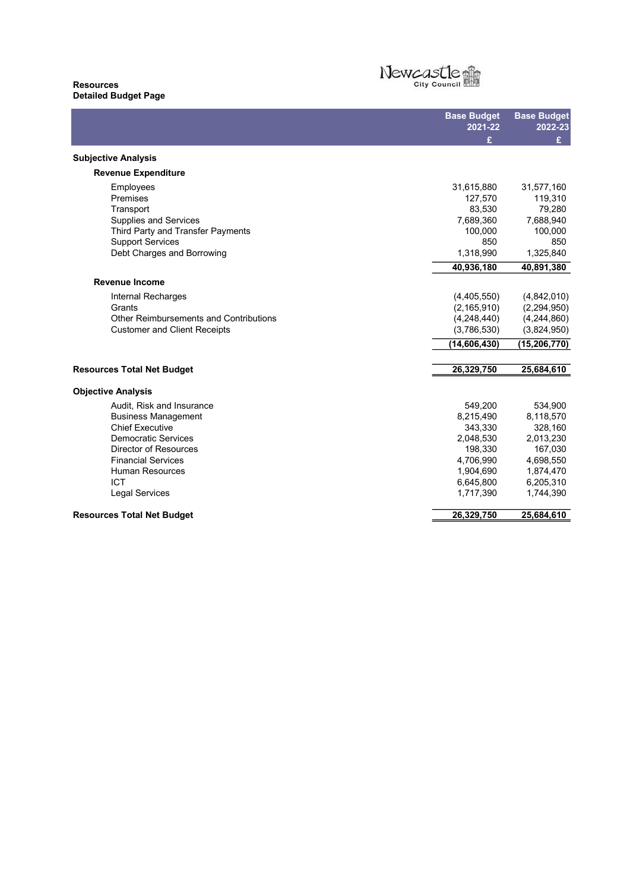Newcastle City Council

**Resources**
**Detailed Budget Page**

| | Base Budget 2021-22 £ | Base Budget 2022-23 £ |
|---|---|---|
| **Subjective Analysis** | | |
| **Revenue Expenditure** | | |
| Employees | 31,615,880 | 31,577,160 |
| Premises | 127,570 | 119,310 |
| Transport | 83,530 | 79,280 |
| Supplies and Services | 7,689,360 | 7,688,940 |
| Third Party and Transfer Payments | 100,000 | 100,000 |
| Support Services | 850 | 850 |
| Debt Charges and Borrowing | 1,318,990 | 1,325,840 |
| | **40,936,180** | **40,891,380** |
| **Revenue Income** | | |
| Internal Recharges | (4,405,550) | (4,842,010) |
| Grants | (2,165,910) | (2,294,950) |
| Other Reimbursements and Contributions | (4,248,440) | (4,244,860) |
| Customer and Client Receipts | (3,786,530) | (3,824,950) |
| | **(14,606,430)** | **(15,206,770)** |
| **Resources Total Net Budget** | **26,329,750** | **25,684,610** |
| **Objective Analysis** | | |
| Audit, Risk and Insurance | 549,200 | 534,900 |
| Business Management | 8,215,490 | 8,118,570 |
| Chief Executive | 343,330 | 328,160 |
| Democratic Services | 2,048,530 | 2,013,230 |
| Director of Resources | 198,330 | 167,030 |
| Financial Services | 4,706,990 | 4,698,550 |
| Human Resources | 1,904,690 | 1,874,470 |
| ICT | 6,645,800 | 6,205,310 |
| Legal Services | 1,717,390 | 1,744,390 |
| **Resources Total Net Budget** | **26,329,750** | **25,684,610** |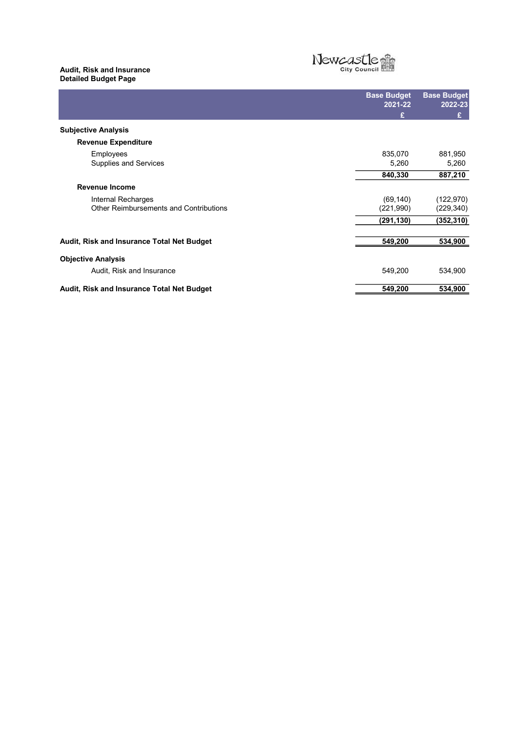**Audit, Risk and Insurance**
**Detailed Budget Page**

| | Base Budget 2021-22 £ | Base Budget 2022-23 £ |
|---|---|---|
| **Subjective Analysis** | | |
| **Revenue Expenditure** | | |
| Employees | 835,070 | 881,950 |
| Supplies and Services | 5,260 | 5,260 |
| | **840,330** | **887,210** |
| **Revenue Income** | | |
| Internal Recharges | (69,140) | (122,970) |
| Other Reimbursements and Contributions | (221,990) | (229,340) |
| | **(291,130)** | **(352,310)** |
| **Audit, Risk and Insurance Total Net Budget** | **549,200** | **534,900** |
| **Objective Analysis** | | |
| Audit, Risk and Insurance | 549,200 | 534,900 |
| **Audit, Risk and Insurance Total Net Budget** | **549,200** | **534,900** |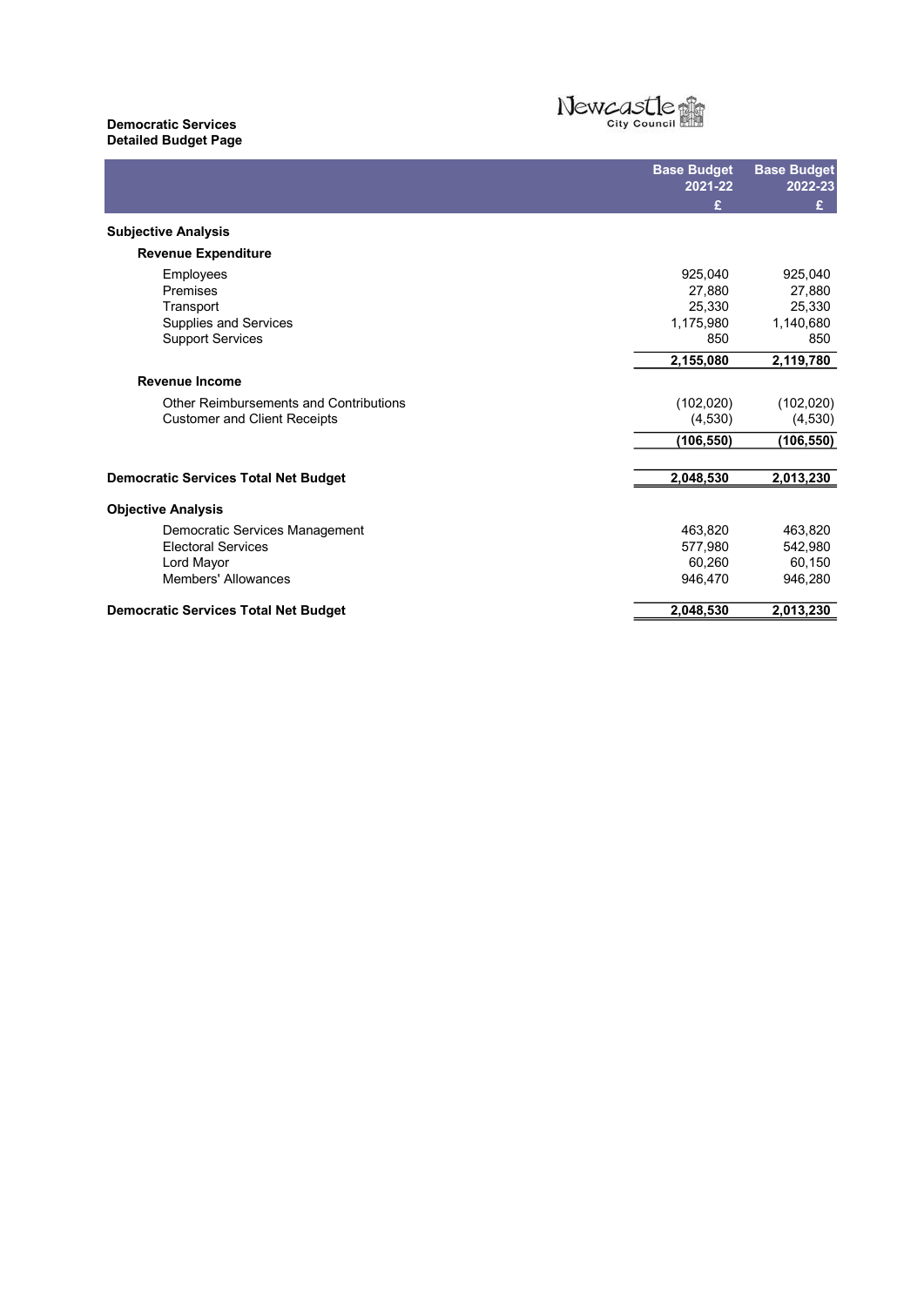**Newcastle City Council**

**Democratic Services**
**Detailed Budget Page**

| | Base Budget 2021-22 £ | Base Budget 2022-23 £ |
|---|---|---|
| **Subjective Analysis** | | |
| **Revenue Expenditure** | | |
| Employees | 925,040 | 925,040 |
| Premises | 27,880 | 27,880 |
| Transport | 25,330 | 25,330 |
| Supplies and Services | 1,175,980 | 1,140,680 |
| Support Services | 850 | 850 |
| | **2,155,080** | **2,119,780** |
| **Revenue Income** | | |
| Other Reimbursements and Contributions | (102,020) | (102,020) |
| Customer and Client Receipts | (4,530) | (4,530) |
| | **(106,550)** | **(106,550)** |
| **Democratic Services Total Net Budget** | **2,048,530** | **2,013,230** |
| **Objective Analysis** | | |
| Democratic Services Management | 463,820 | 463,820 |
| Electoral Services | 577,980 | 542,980 |
| Lord Mayor | 60,260 | 60,150 |
| Members' Allowances | 946,470 | 946,280 |
| **Democratic Services Total Net Budget** | **2,048,530** | **2,013,230** |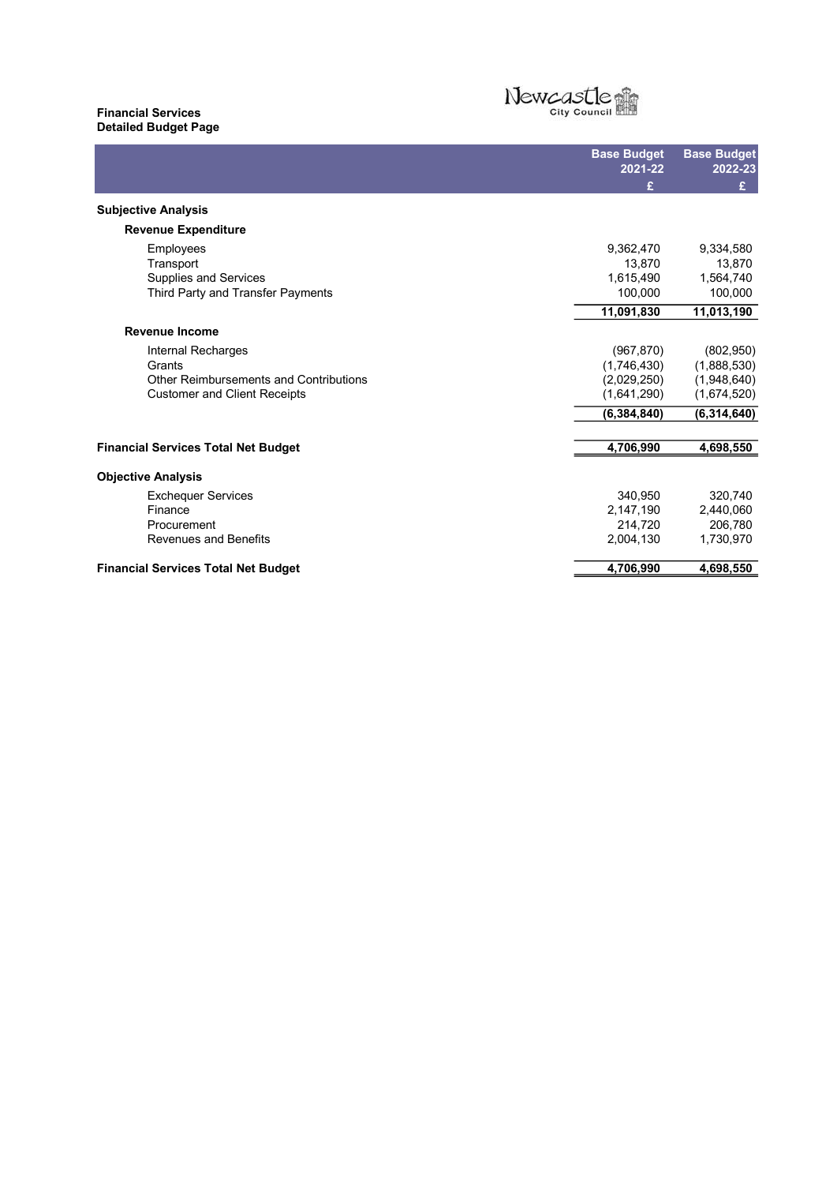**Financial Services**
**Detailed Budget Page**

| | Base Budget 2021-22 £ | Base Budget 2022-23 £ |
|---|---|---|
| **Subjective Analysis** | | |
| **Revenue Expenditure** | | |
| Employees | 9,362,470 | 9,334,580 |
| Transport | 13,870 | 13,870 |
| Supplies and Services | 1,615,490 | 1,564,740 |
| Third Party and Transfer Payments | 100,000 | 100,000 |
| | **11,091,830** | **11,013,190** |
| **Revenue Income** | | |
| Internal Recharges | (967,870) | (802,950) |
| Grants | (1,746,430) | (1,888,530) |
| Other Reimbursements and Contributions | (2,029,250) | (1,948,640) |
| Customer and Client Receipts | (1,641,290) | (1,674,520) |
| | **(6,384,840)** | **(6,314,640)** |
| **Financial Services Total Net Budget** | **4,706,990** | **4,698,550** |
| **Objective Analysis** | | |
| Exchequer Services | 340,950 | 320,740 |
| Finance | 2,147,190 | 2,440,060 |
| Procurement | 214,720 | 206,780 |
| Revenues and Benefits | 2,004,130 | 1,730,970 |
| **Financial Services Total Net Budget** | **4,706,990** | **4,698,550** |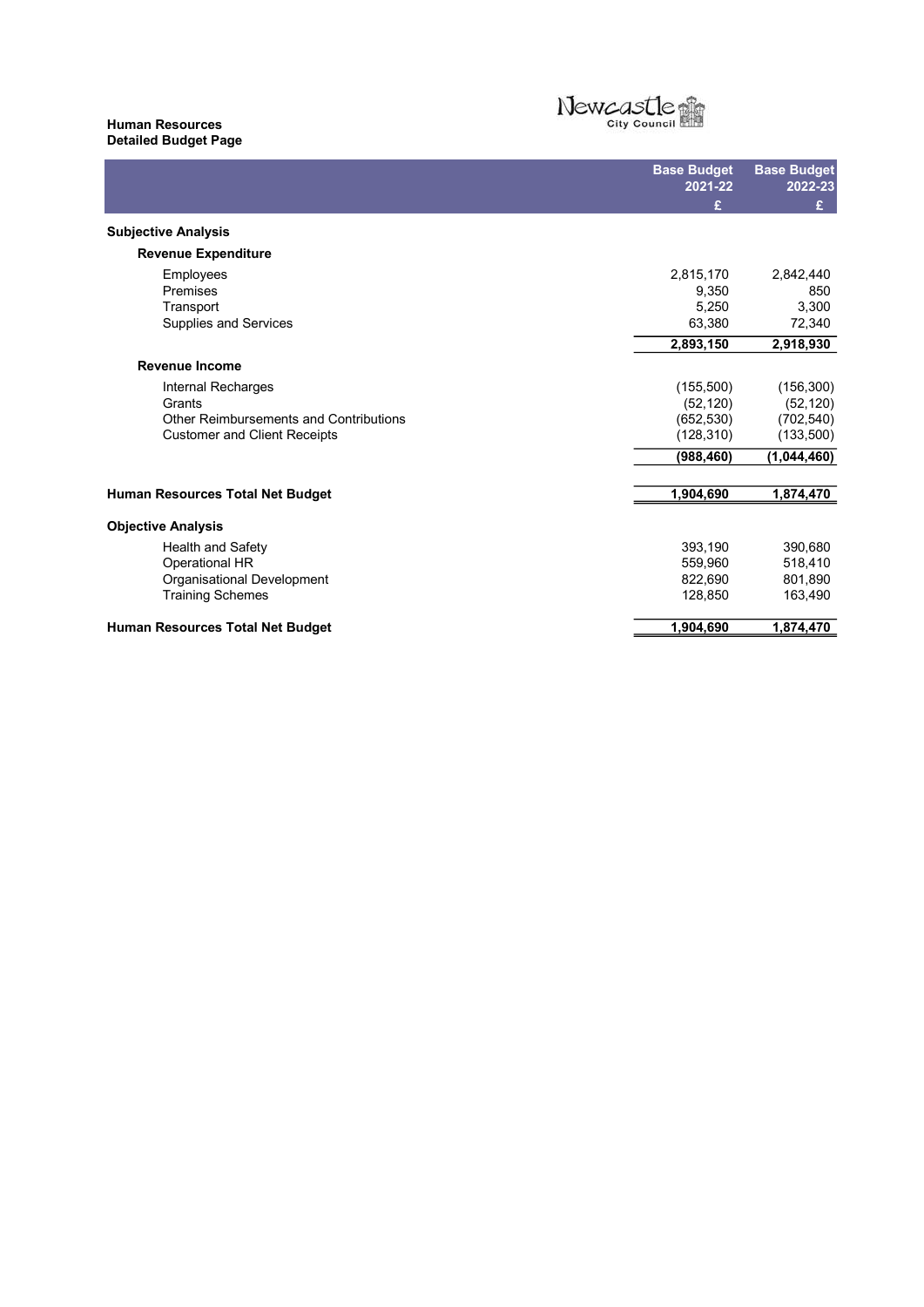**Human Resources**
**Detailed Budget Page**

Newcastle City Council

| | Base Budget 2021-22 £ | Base Budget 2022-23 £ |
|---|---|---|
| **Subjective Analysis** | | |
| **Revenue Expenditure** | | |
| Employees | 2,815,170 | 2,842,440 |
| Premises | 9,350 | 850 |
| Transport | 5,250 | 3,300 |
| Supplies and Services | 63,380 | 72,340 |
| | **2,893,150** | **2,918,930** |
| **Revenue Income** | | |
| Internal Recharges | (155,500) | (156,300) |
| Grants | (52,120) | (52,120) |
| Other Reimbursements and Contributions | (652,530) | (702,540) |
| Customer and Client Receipts | (128,310) | (133,500) |
| | **(988,460)** | **(1,044,460)** |
| **Human Resources Total Net Budget** | **1,904,690** | **1,874,470** |
| **Objective Analysis** | | |
| Health and Safety | 393,190 | 390,680 |
| Operational HR | 559,960 | 518,410 |
| Organisational Development | 822,690 | 801,890 |
| Training Schemes | 128,850 | 163,490 |
| **Human Resources Total Net Budget** | **1,904,690** | **1,874,470** |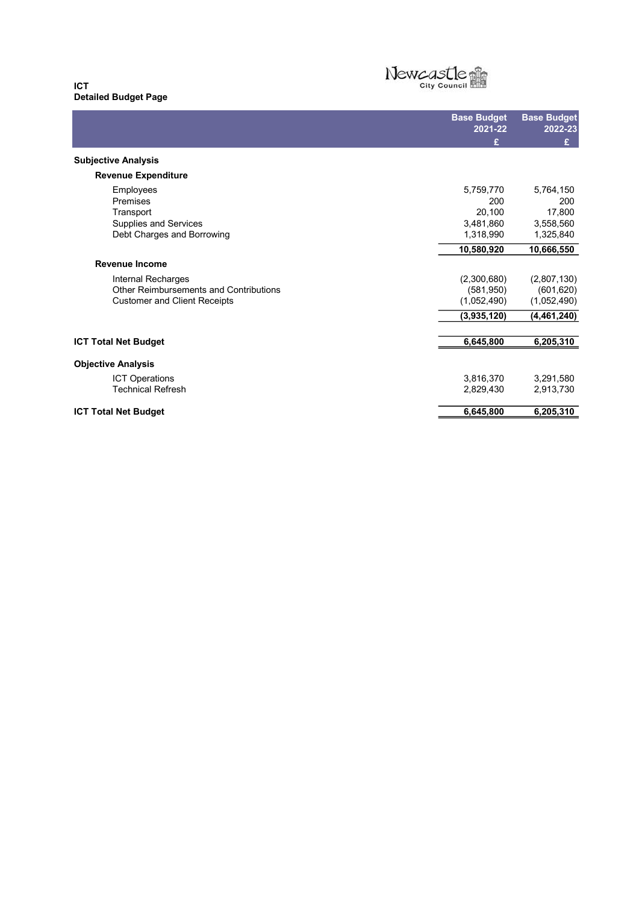**ICT**
**Detailed Budget Page**

| | Base Budget 2021-22 £ | Base Budget 2022-23 £ |
|---|---|---|
| **Subjective Analysis** | | |
| **Revenue Expenditure** | | |
| Employees | 5,759,770 | 5,764,150 |
| Premises | 200 | 200 |
| Transport | 20,100 | 17,800 |
| Supplies and Services | 3,481,860 | 3,558,560 |
| Debt Charges and Borrowing | 1,318,990 | 1,325,840 |
| | **10,580,920** | **10,666,550** |
| **Revenue Income** | | |
| Internal Recharges | (2,300,680) | (2,807,130) |
| Other Reimbursements and Contributions | (581,950) | (601,620) |
| Customer and Client Receipts | (1,052,490) | (1,052,490) |
| | **(3,935,120)** | **(4,461,240)** |
| **ICT Total Net Budget** | **6,645,800** | **6,205,310** |
| **Objective Analysis** | | |
| ICT Operations | 3,816,370 | 3,291,580 |
| Technical Refresh | 2,829,430 | 2,913,730 |
| **ICT Total Net Budget** | **6,645,800** | **6,205,310** |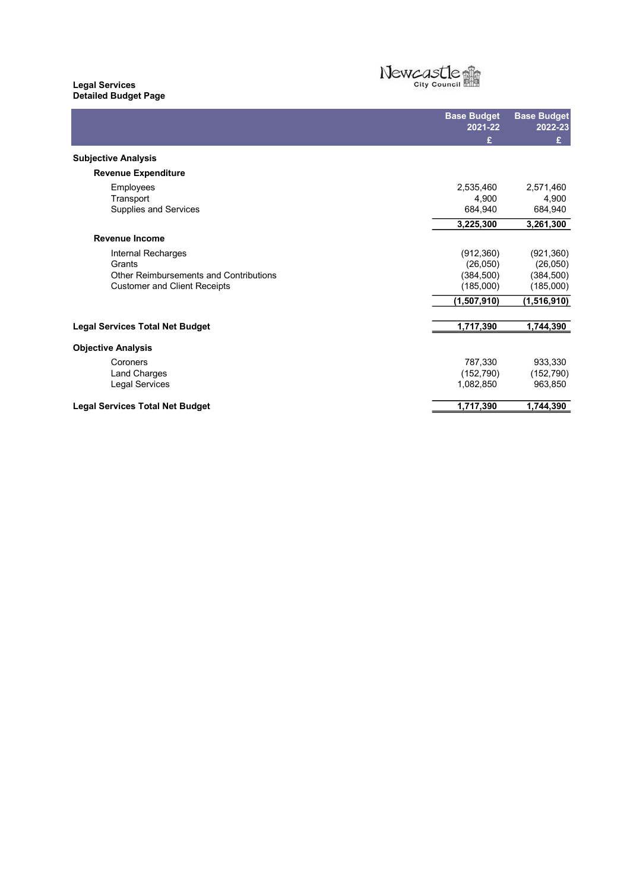**Legal Services**
**Detailed Budget Page**

| | Base Budget 2021-22 £ | Base Budget 2022-23 £ |
|---|---|---|
| **Subjective Analysis** | | |
| **Revenue Expenditure** | | |
| Employees | 2,535,460 | 2,571,460 |
| Transport | 4,900 | 4,900 |
| Supplies and Services | 684,940 | 684,940 |
| | **3,225,300** | **3,261,300** |
| **Revenue Income** | | |
| Internal Recharges | (912,360) | (921,360) |
| Grants | (26,050) | (26,050) |
| Other Reimbursements and Contributions | (384,500) | (384,500) |
| Customer and Client Receipts | (185,000) | (185,000) |
| | **(1,507,910)** | **(1,516,910)** |
| **Legal Services Total Net Budget** | **1,717,390** | **1,744,390** |
| **Objective Analysis** | | |
| Coroners | 787,330 | 933,330 |
| Land Charges | (152,790) | (152,790) |
| Legal Services | 1,082,850 | 963,850 |
| **Legal Services Total Net Budget** | **1,717,390** | **1,744,390** |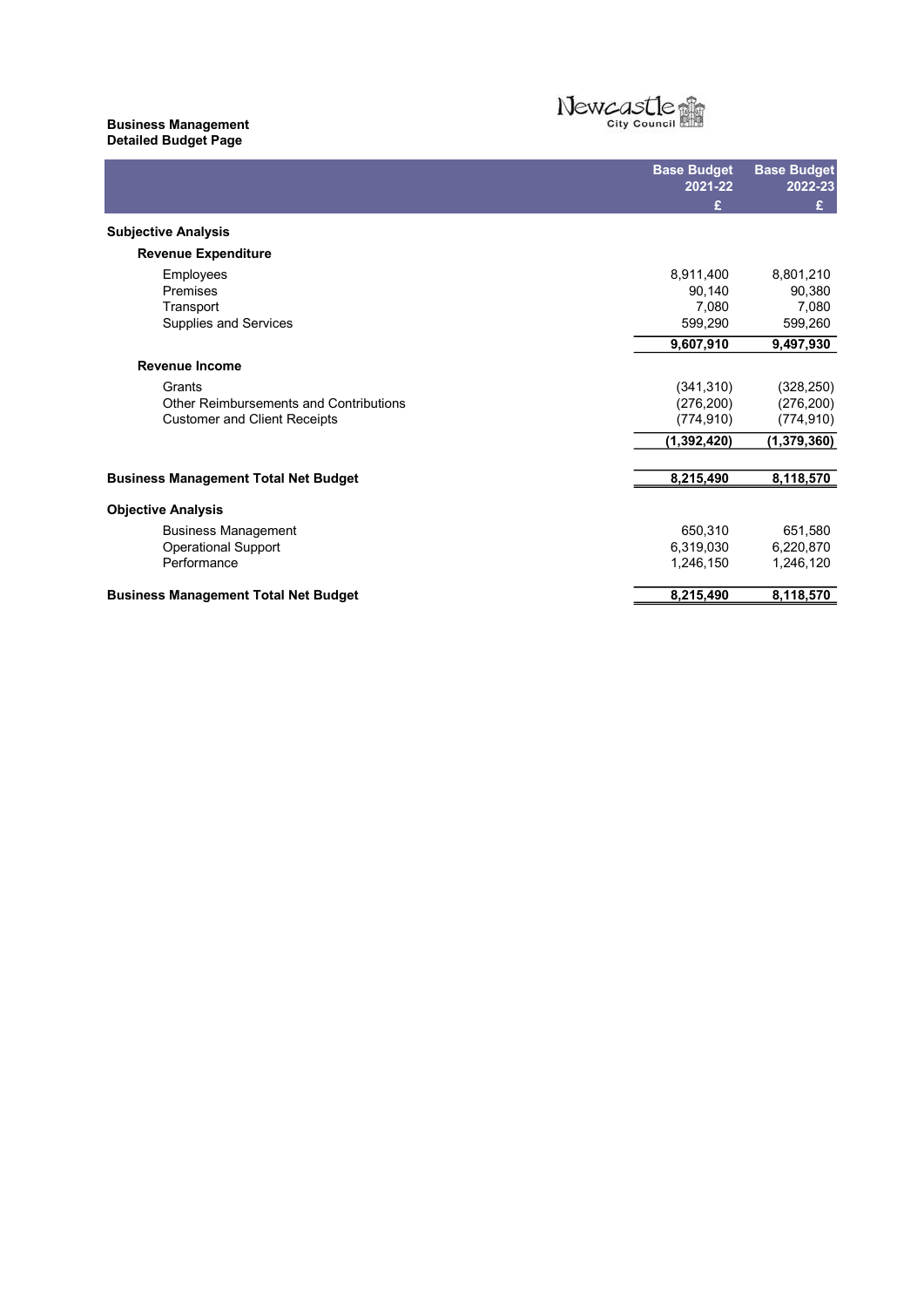**Business Management**
**Detailed Budget Page**

| | Base Budget 2021-22 £ | Base Budget 2022-23 £ |
|---|---|---|
| **Subjective Analysis** | | |
| **Revenue Expenditure** | | |
| Employees | 8,911,400 | 8,801,210 |
| Premises | 90,140 | 90,380 |
| Transport | 7,080 | 7,080 |
| Supplies and Services | 599,290 | 599,260 |
| | **9,607,910** | **9,497,930** |
| **Revenue Income** | | |
| Grants | (341,310) | (328,250) |
| Other Reimbursements and Contributions | (276,200) | (276,200) |
| Customer and Client Receipts | (774,910) | (774,910) |
| | **(1,392,420)** | **(1,379,360)** |
| **Business Management Total Net Budget** | **8,215,490** | **8,118,570** |
| **Objective Analysis** | | |
| Business Management | 650,310 | 651,580 |
| Operational Support | 6,319,030 | 6,220,870 |
| Performance | 1,246,150 | 1,246,120 |
| **Business Management Total Net Budget** | **8,215,490** | **8,118,570** |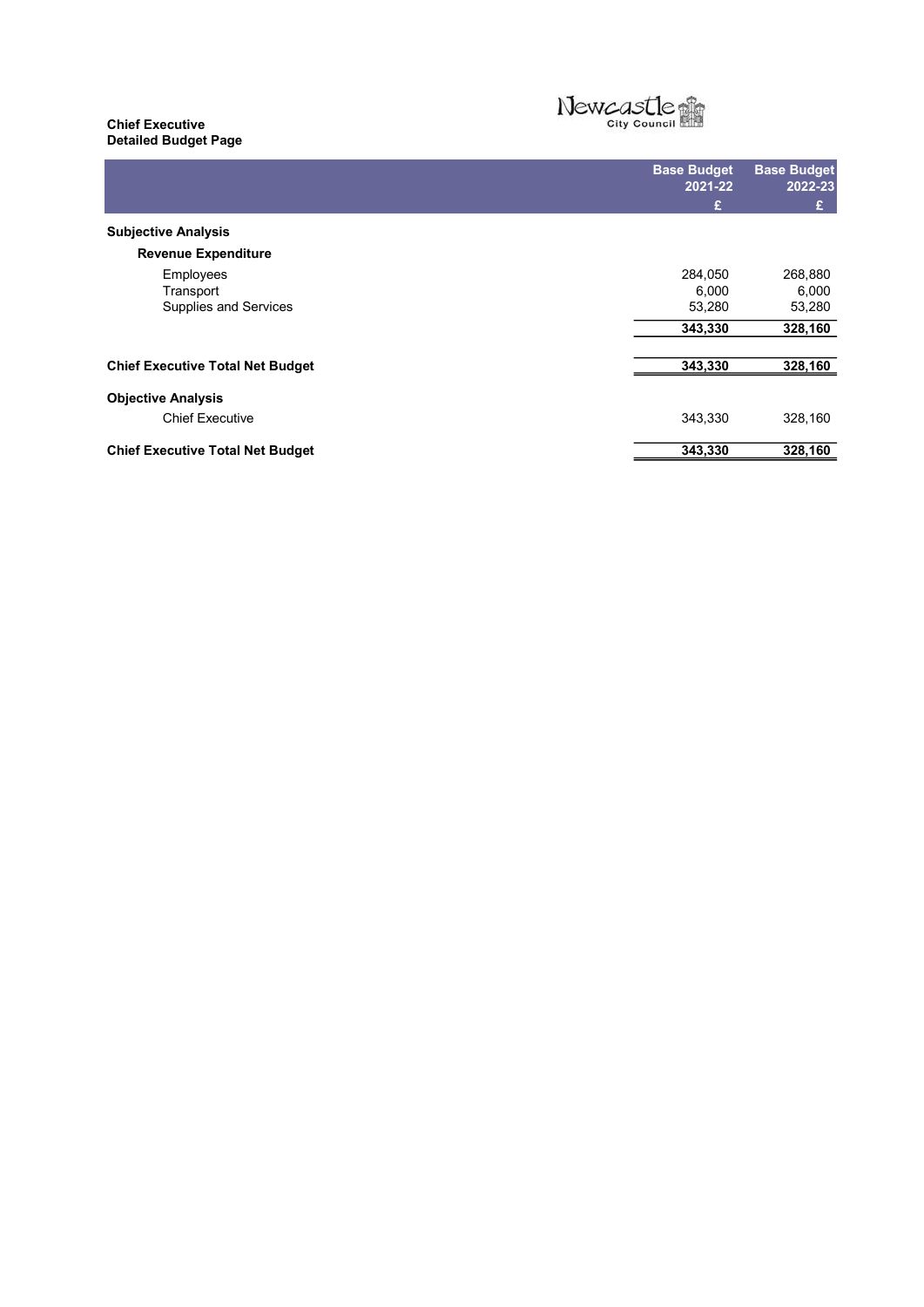**Chief Executive**
**Detailed Budget Page**

| | Base Budget 2021-22 £ | Base Budget 2022-23 £ |
|---|---|---|
| **Subjective Analysis** | | |
| **Revenue Expenditure** | | |
| Employees | 284,050 | 268,880 |
| Transport | 6,000 | 6,000 |
| Supplies and Services | 53,280 | 53,280 |
| | **343,330** | **328,160** |
| **Chief Executive Total Net Budget** | **343,330** | **328,160** |
| **Objective Analysis** | | |
| Chief Executive | 343,330 | 328,160 |
| **Chief Executive Total Net Budget** | **343,330** | **328,160** |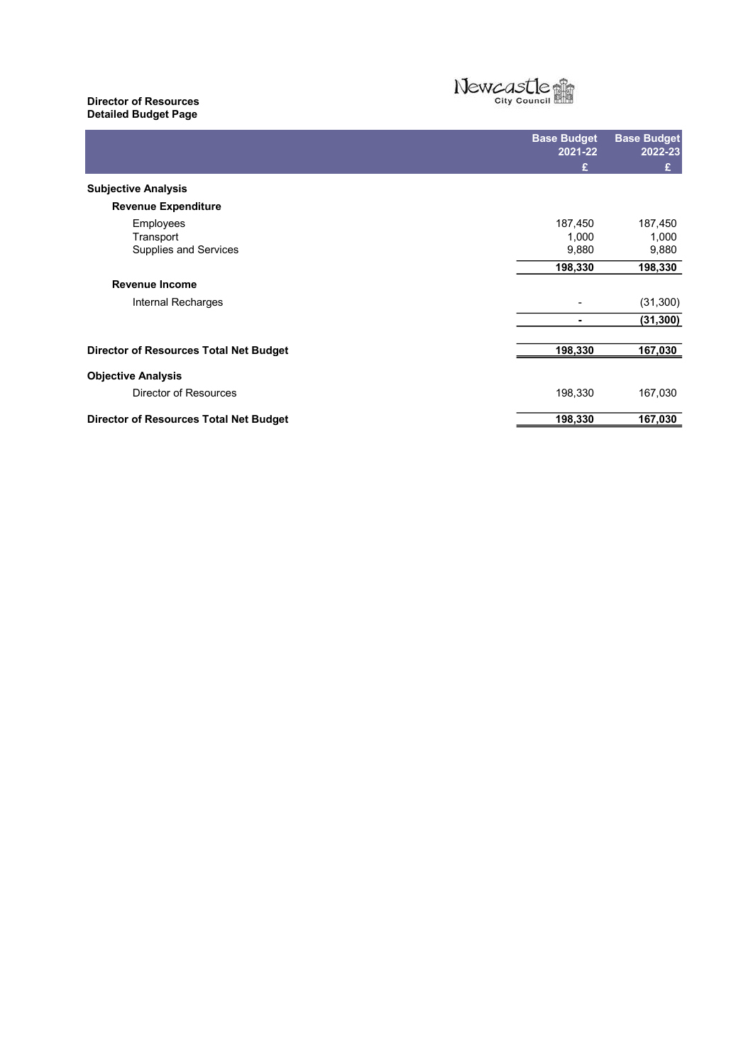**Director of Resources**
**Detailed Budget Page**

| | Base Budget 2021-22 £ | Base Budget 2022-23 £ |
|---|---|---|
| **Subjective Analysis** | | |
| **Revenue Expenditure** | | |
| Employees | 187,450 | 187,450 |
| Transport | 1,000 | 1,000 |
| Supplies and Services | 9,880 | 9,880 |
| | **198,330** | **198,330** |
| **Revenue Income** | | |
| Internal Recharges | - | (31,300) |
| | **-** | **(31,300)** |
| **Director of Resources Total Net Budget** | **198,330** | **167,030** |
| **Objective Analysis** | | |
| Director of Resources | 198,330 | 167,030 |
| **Director of Resources Total Net Budget** | **198,330** | **167,030** |